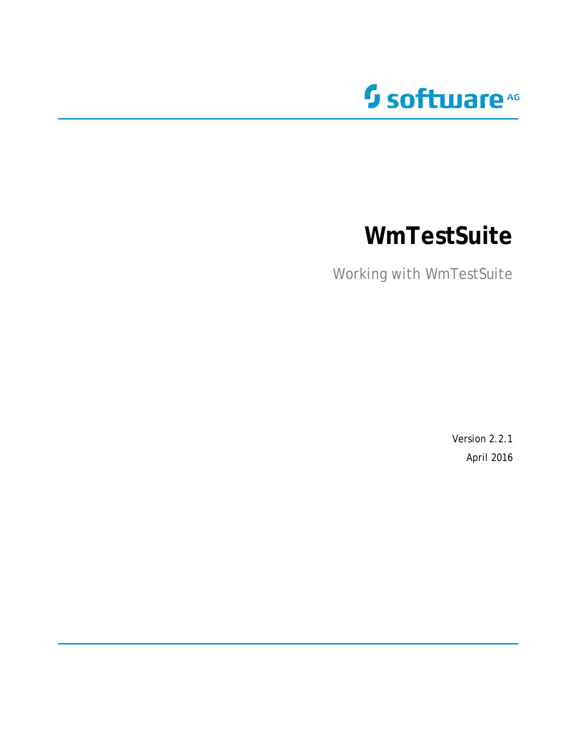# WmTestSuite

Working with WmTestSuite

Version 2.2.1

April 2016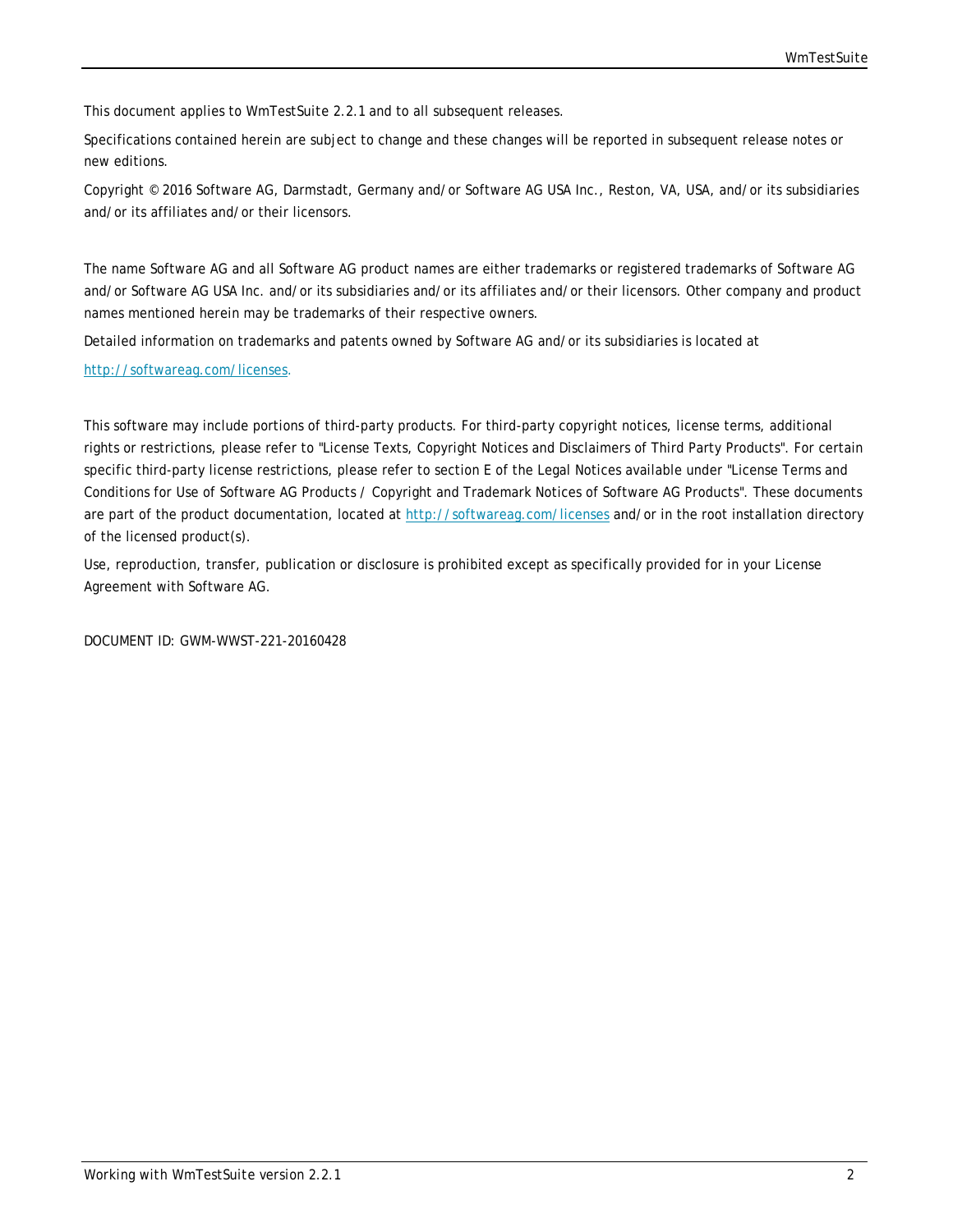This document applies to WmTestSuite 2.2.1 and to all subsequent releases.

Specifications contained herein are subject to change and these changes will be reported in subsequent release notes or new editions.

Copyright © 2016 Software AG, Darmstadt, Germany and/or Software AG USA Inc., Reston, VA, USA, and/or its subsidiaries and/or its affiliates and/or their licensors.

The name Software AG and all Software AG product names are either trademarks or registered trademarks of Software AG and/or Software AG USA Inc. and/or its subsidiaries and/or its affiliates and/or their licensors. Other company and product names mentioned herein may be trademarks of their respective owners.

Detailed information on trademarks and patents owned by Software AG and/or its subsidiaries is located at

http://softwareag.com/licenses.

This software may include portions of third-party products. For third-party copyright notices, license terms, additional rights or restrictions, please refer to "License Texts, Copyright Notices and Disclaimers of Third Party Products". For certain specific third-party license restrictions, please refer to section E of the Legal Notices available under "License Terms and Conditions for Use of Software AG Products / Copyright and Trademark Notices of Software AG Products". These documents are part of the product documentation, located at http://softwareag.com/licenses and/or in the root installation directory of the licensed product(s).

Use, reproduction, transfer, publication or disclosure is prohibited except as specifically provided for in your License Agreement with Software AG.

DOCUMENT ID: GWM-WWST-221-20160428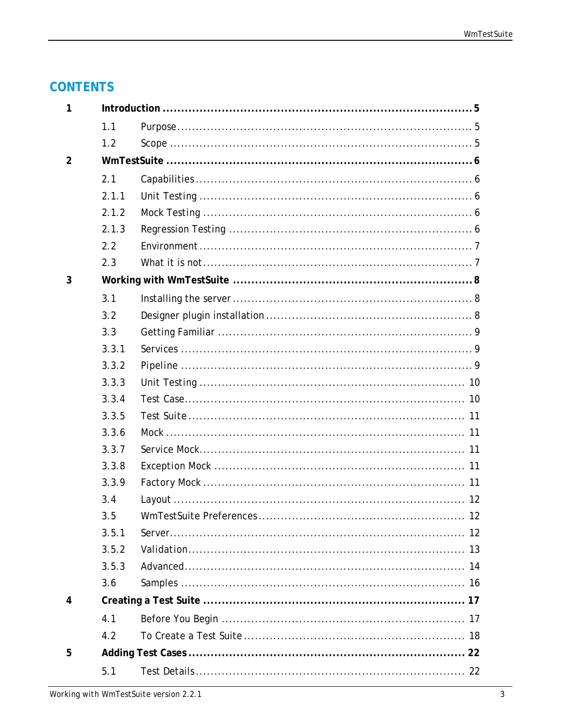# CONTENTS

| | | | |
|---|---|---|---|
| **1** | **Introduction** | | **5** |
| | 1.1 | Purpose | 5 |
| | 1.2 | Scope | 5 |
| **2** | **WmTestSuite** | | **6** |
| | 2.1 | Capabilities | 6 |
| | 2.1.1 | Unit Testing | 6 |
| | 2.1.2 | Mock Testing | 6 |
| | 2.1.3 | Regression Testing | 6 |
| | 2.2 | Environment | 7 |
| | 2.3 | What it is not | 7 |
| **3** | **Working with WmTestSuite** | | **8** |
| | 3.1 | Installing the server | 8 |
| | 3.2 | Designer plugin installation | 8 |
| | 3.3 | Getting Familiar | 9 |
| | 3.3.1 | Services | 9 |
| | 3.3.2 | Pipeline | 9 |
| | 3.3.3 | Unit Testing | 10 |
| | 3.3.4 | Test Case | 10 |
| | 3.3.5 | Test Suite | 11 |
| | 3.3.6 | Mock | 11 |
| | 3.3.7 | Service Mock | 11 |
| | 3.3.8 | Exception Mock | 11 |
| | 3.3.9 | Factory Mock | 11 |
| | 3.4 | Layout | 12 |
| | 3.5 | WmTestSuite Preferences | 12 |
| | 3.5.1 | Server | 12 |
| | 3.5.2 | Validation | 13 |
| | 3.5.3 | Advanced | 14 |
| | 3.6 | Samples | 16 |
| **4** | **Creating a Test Suite** | | **17** |
| | 4.1 | Before You Begin | 17 |
| | 4.2 | To Create a Test Suite | 18 |
| **5** | **Adding Test Cases** | | **22** |
| | 5.1 | Test Details | 22 |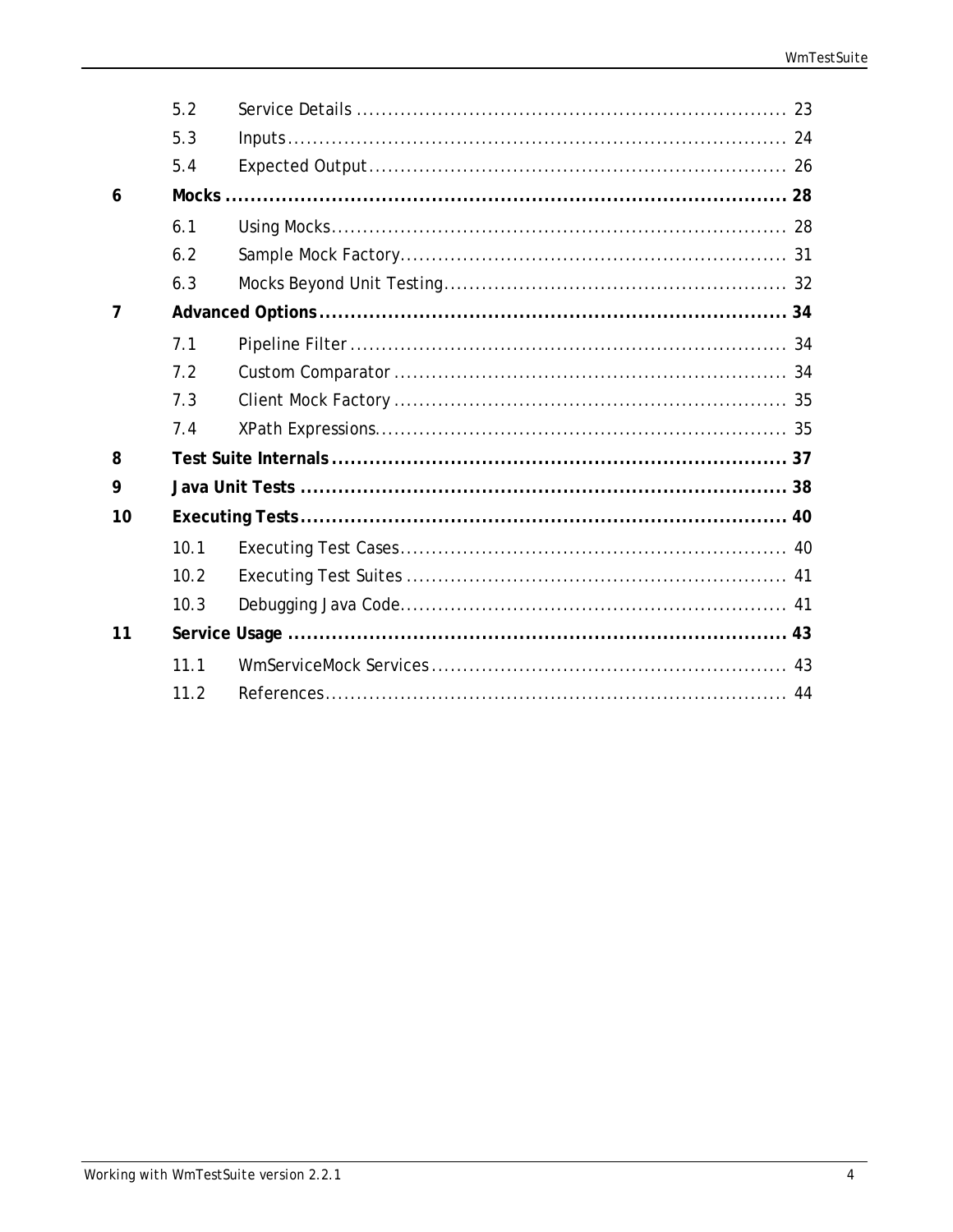- 5.2 Service Details ........ 23
- 5.3 Inputs ........ 24
- 5.4 Expected Output ........ 26

**6 Mocks ........ 28**

- 6.1 Using Mocks ........ 28
- 6.2 Sample Mock Factory ........ 31
- 6.3 Mocks Beyond Unit Testing ........ 32

**7 Advanced Options ........ 34**

- 7.1 Pipeline Filter ........ 34
- 7.2 Custom Comparator ........ 34
- 7.3 Client Mock Factory ........ 35
- 7.4 XPath Expressions ........ 35

**8 Test Suite Internals ........ 37**

**9 Java Unit Tests ........ 38**

**10 Executing Tests ........ 40**

- 10.1 Executing Test Cases ........ 40
- 10.2 Executing Test Suites ........ 41
- 10.3 Debugging Java Code ........ 41

**11 Service Usage ........ 43**

- 11.1 WmServiceMock Services ........ 43
- 11.2 References ........ 44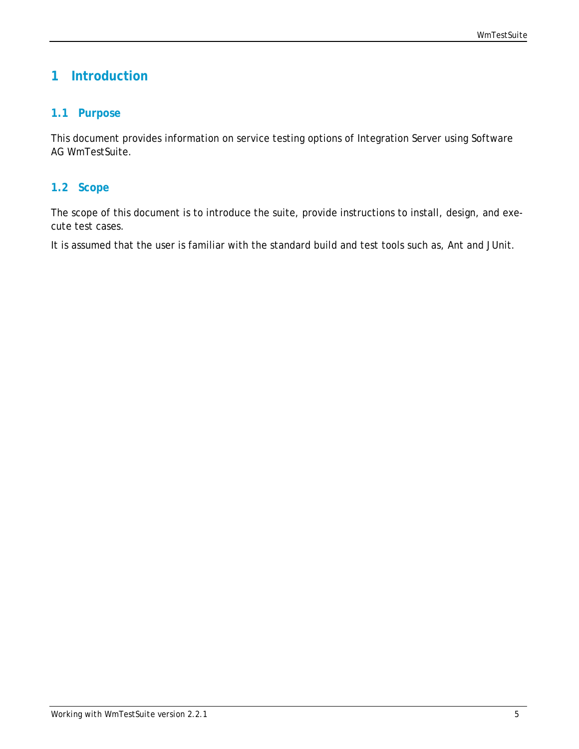# 1 Introduction

## 1.1 Purpose

This document provides information on service testing options of Integration Server using Software AG WmTestSuite.

## 1.2 Scope

The scope of this document is to introduce the suite, provide instructions to install, design, and execute test cases.

It is assumed that the user is familiar with the standard build and test tools such as, Ant and JUnit.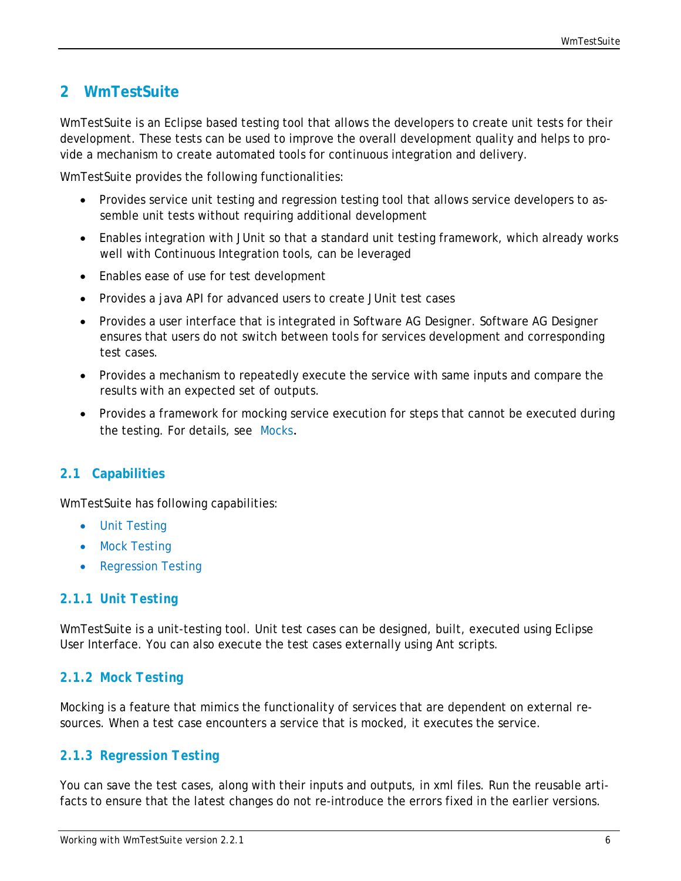# 2 WmTestSuite

WmTestSuite is an Eclipse based testing tool that allows the developers to create unit tests for their development. These tests can be used to improve the overall development quality and helps to provide a mechanism to create automated tools for continuous integration and delivery.

WmTestSuite provides the following functionalities:

- Provides service unit testing and regression testing tool that allows service developers to assemble unit tests without requiring additional development
- Enables integration with JUnit so that a standard unit testing framework, which already works well with Continuous Integration tools, can be leveraged
- Enables ease of use for test development
- Provides a java API for advanced users to create JUnit test cases
- Provides a user interface that is integrated in Software AG Designer. Software AG Designer ensures that users do not switch between tools for services development and corresponding test cases.
- Provides a mechanism to repeatedly execute the service with same inputs and compare the results with an expected set of outputs.
- Provides a framework for mocking service execution for steps that cannot be executed during the testing. For details, see Mocks.

## 2.1 Capabilities

WmTestSuite has following capabilities:

- Unit Testing
- Mock Testing
- Regression Testing

### 2.1.1 Unit Testing

WmTestSuite is a unit-testing tool. Unit test cases can be designed, built, executed using Eclipse User Interface. You can also execute the test cases externally using Ant scripts.

### 2.1.2 Mock Testing

Mocking is a feature that mimics the functionality of services that are dependent on external resources. When a test case encounters a service that is mocked, it executes the service.

### 2.1.3 Regression Testing

You can save the test cases, along with their inputs and outputs, in xml files. Run the reusable artifacts to ensure that the latest changes do not re-introduce the errors fixed in the earlier versions.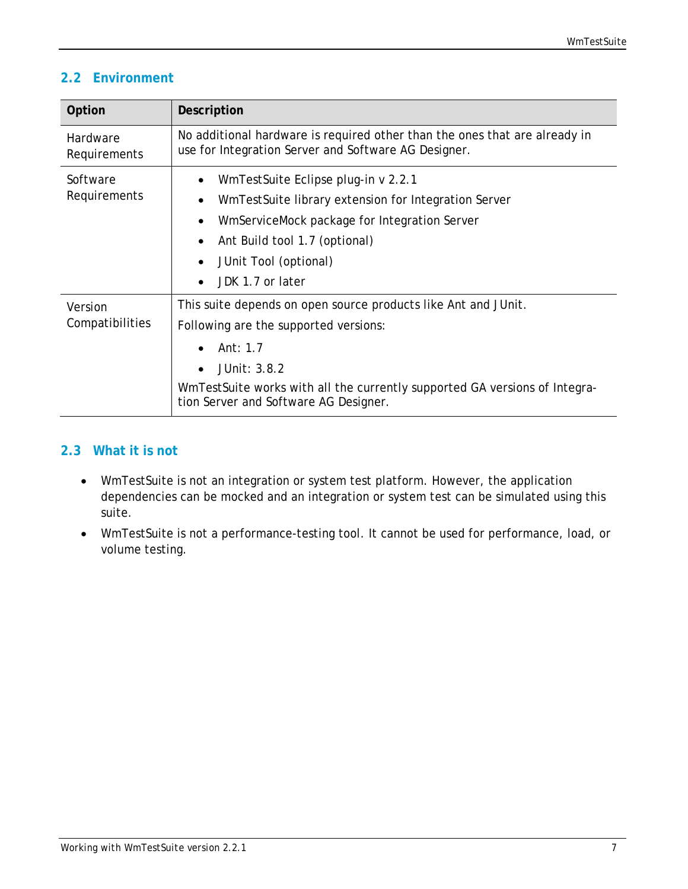## 2.2 Environment

| Option | Description |
|---|---|
| Hardware Requirements | No additional hardware is required other than the ones that are already in use for Integration Server and Software AG Designer. |
| Software Requirements | • WmTestSuite Eclipse plug-in v 2.2.1<br>• WmTestSuite library extension for Integration Server<br>• WmServiceMock package for Integration Server<br>• Ant Build tool 1.7 (optional)<br>• JUnit Tool (optional)<br>• JDK 1.7 or later |
| Version Compatibilities | This suite depends on open source products like Ant and JUnit.<br>Following are the supported versions:<br>• Ant: 1.7<br>• JUnit: 3.8.2<br>WmTestSuite works with all the currently supported GA versions of Integration Server and Software AG Designer. |

## 2.3 What it is not

- WmTestSuite is not an integration or system test platform. However, the application dependencies can be mocked and an integration or system test can be simulated using this suite.
- WmTestSuite is not a performance-testing tool. It cannot be used for performance, load, or volume testing.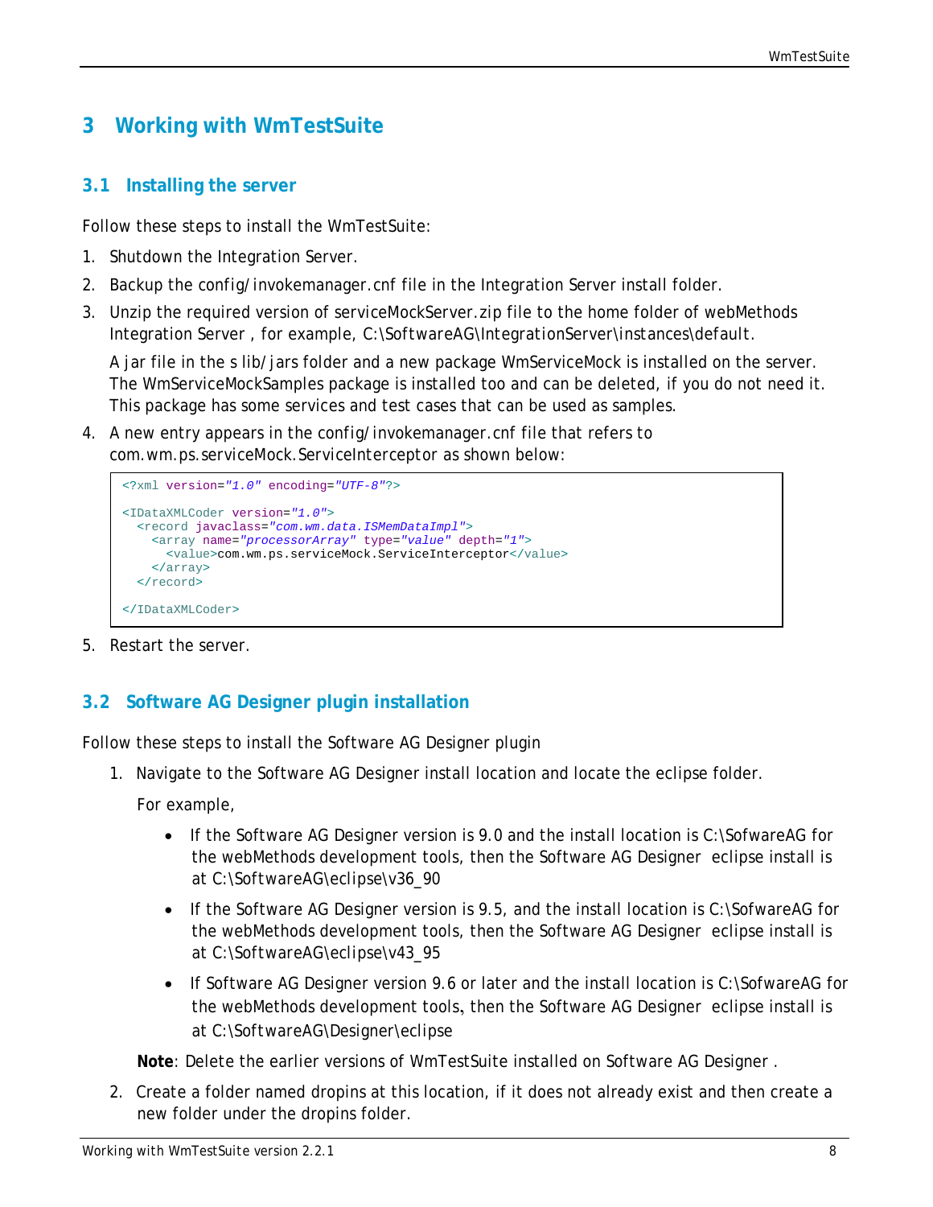# 3 Working with WmTestSuite

## 3.1 Installing the server

Follow these steps to install the WmTestSuite:

1. Shutdown the Integration Server.
2. Backup the config/invokemanager.cnf file in the Integration Server install folder.
3. Unzip the required version of serviceMockServer.zip file to the home folder of webMethods Integration Server , for example, C:\SoftwareAG\IntegrationServer\instances\default.

   A jar file in the s lib/jars folder and a new package WmServiceMock is installed on the server. The WmServiceMockSamples package is installed too and can be deleted, if you do not need it. This package has some services and test cases that can be used as samples.
4. A new entry appears in the config/invokemanager.cnf file that refers to com.wm.ps.serviceMock.ServiceInterceptor as shown below:

```
<?xml version="1.0" encoding="UTF-8"?>

<IDataXMLCoder version="1.0">
  <record javaclass="com.wm.data.ISMemDataImpl">
    <array name="processorArray" type="value" depth="1">
      <value>com.wm.ps.serviceMock.ServiceInterceptor</value>
    </array>
  </record>

</IDataXMLCoder>
```

5. Restart the server.

## 3.2 Software AG Designer plugin installation

Follow these steps to install the Software AG Designer plugin

1. Navigate to the Software AG Designer install location and locate the eclipse folder.

   For example,

   - If the Software AG Designer version is 9.0 and the install location is C:\SofwareAG for the webMethods development tools, then the Software AG Designer eclipse install is at C:\SoftwareAG\eclipse\v36_90
   - If the Software AG Designer version is 9.5, and the install location is C:\SofwareAG for the webMethods development tools, then the Software AG Designer eclipse install is at C:\SoftwareAG\eclipse\v43_95
   - If Software AG Designer version 9.6 or later and the install location is C:\SofwareAG for the webMethods development tools, then the Software AG Designer eclipse install is at C:\SoftwareAG\Designer\eclipse

   **Note**: Delete the earlier versions of WmTestSuite installed on Software AG Designer .
2. Create a folder named dropins at this location, if it does not already exist and then create a new folder under the dropins folder.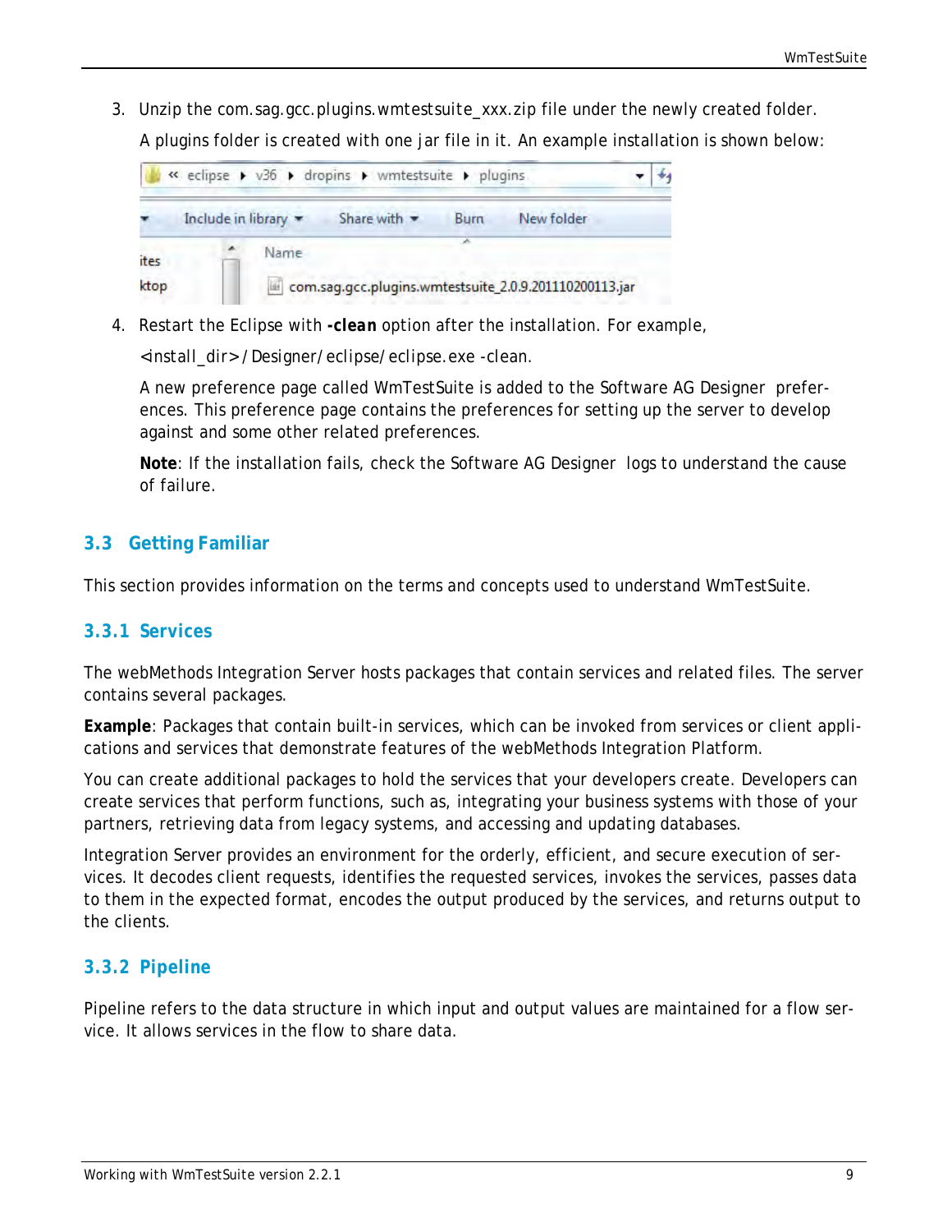3. Unzip the com.sag.gcc.plugins.wmtestsuite_xxx.zip file under the newly created folder.

   A plugins folder is created with one jar file in it. An example installation is shown below:

4. Restart the Eclipse with **-clean** option after the installation. For example,

   <install_dir>/Designer/eclipse/eclipse.exe -clean.

   A new preference page called WmTestSuite is added to the Software AG Designer preferences. This preference page contains the preferences for setting up the server to develop against and some other related preferences.

   **Note**: If the installation fails, check the Software AG Designer logs to understand the cause of failure.

## 3.3 Getting Familiar

This section provides information on the terms and concepts used to understand WmTestSuite.

### 3.3.1 Services

The webMethods Integration Server hosts packages that contain services and related files. The server contains several packages.

**Example**: Packages that contain built-in services, which can be invoked from services or client applications and services that demonstrate features of the webMethods Integration Platform.

You can create additional packages to hold the services that your developers create. Developers can create services that perform functions, such as, integrating your business systems with those of your partners, retrieving data from legacy systems, and accessing and updating databases.

Integration Server provides an environment for the orderly, efficient, and secure execution of services. It decodes client requests, identifies the requested services, invokes the services, passes data to them in the expected format, encodes the output produced by the services, and returns output to the clients.

### 3.3.2 Pipeline

Pipeline refers to the data structure in which input and output values are maintained for a flow service. It allows services in the flow to share data.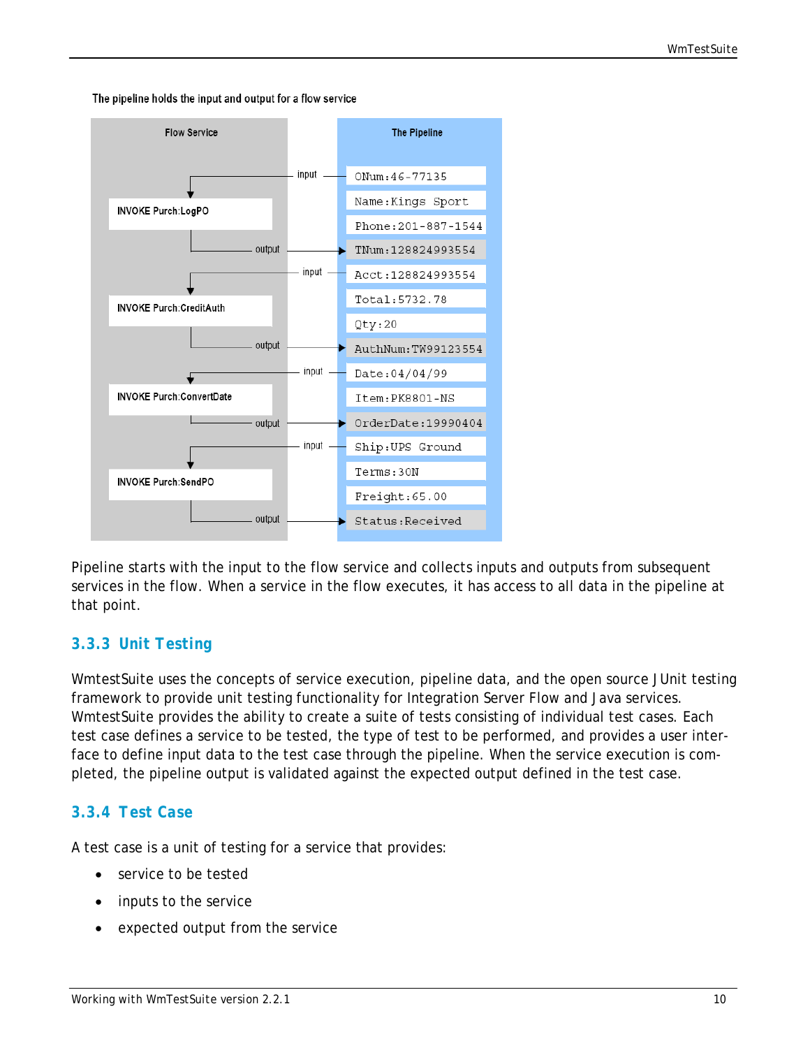The pipeline holds the input and output for a flow service

Pipeline starts with the input to the flow service and collects inputs and outputs from subsequent services in the flow. When a service in the flow executes, it has access to all data in the pipeline at that point.

### 3.3.3 Unit Testing

WmtestSuite uses the concepts of service execution, pipeline data, and the open source JUnit testing framework to provide unit testing functionality for Integration Server Flow and Java services. WmtestSuite provides the ability to create a suite of tests consisting of individual test cases. Each test case defines a service to be tested, the type of test to be performed, and provides a user interface to define input data to the test case through the pipeline. When the service execution is completed, the pipeline output is validated against the expected output defined in the test case.

### 3.3.4 Test Case

A test case is a unit of testing for a service that provides:

- service to be tested
- inputs to the service
- expected output from the service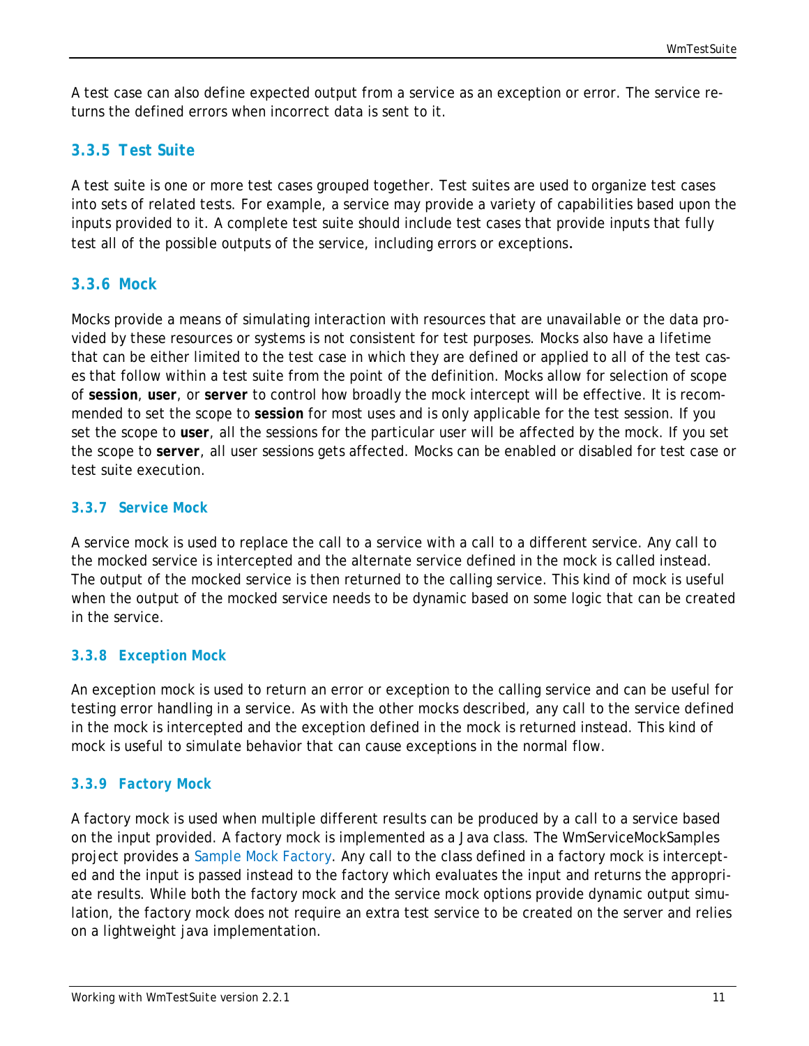A test case can also define expected output from a service as an exception or error. The service returns the defined errors when incorrect data is sent to it.

### 3.3.5 Test Suite

A test suite is one or more test cases grouped together. Test suites are used to organize test cases into sets of related tests. For example, a service may provide a variety of capabilities based upon the inputs provided to it. A complete test suite should include test cases that provide inputs that fully test all of the possible outputs of the service, including errors or exceptions.

### 3.3.6 Mock

Mocks provide a means of simulating interaction with resources that are unavailable or the data provided by these resources or systems is not consistent for test purposes. Mocks also have a lifetime that can be either limited to the test case in which they are defined or applied to all of the test cases that follow within a test suite from the point of the definition. Mocks allow for selection of scope of **session**, **user**, or **server** to control how broadly the mock intercept will be effective. It is recommended to set the scope to **session** for most uses and is only applicable for the test session. If you set the scope to **user**, all the sessions for the particular user will be affected by the mock. If you set the scope to **server**, all user sessions gets affected. Mocks can be enabled or disabled for test case or test suite execution.

#### 3.3.7 Service Mock

A service mock is used to replace the call to a service with a call to a different service. Any call to the mocked service is intercepted and the alternate service defined in the mock is called instead. The output of the mocked service is then returned to the calling service. This kind of mock is useful when the output of the mocked service needs to be dynamic based on some logic that can be created in the service.

#### 3.3.8 Exception Mock

An exception mock is used to return an error or exception to the calling service and can be useful for testing error handling in a service. As with the other mocks described, any call to the service defined in the mock is intercepted and the exception defined in the mock is returned instead. This kind of mock is useful to simulate behavior that can cause exceptions in the normal flow.

#### 3.3.9 Factory Mock

A factory mock is used when multiple different results can be produced by a call to a service based on the input provided. A factory mock is implemented as a Java class. The WmServiceMockSamples project provides a Sample Mock Factory. Any call to the class defined in a factory mock is intercepted and the input is passed instead to the factory which evaluates the input and returns the appropriate results. While both the factory mock and the service mock options provide dynamic output simulation, the factory mock does not require an extra test service to be created on the server and relies on a lightweight java implementation.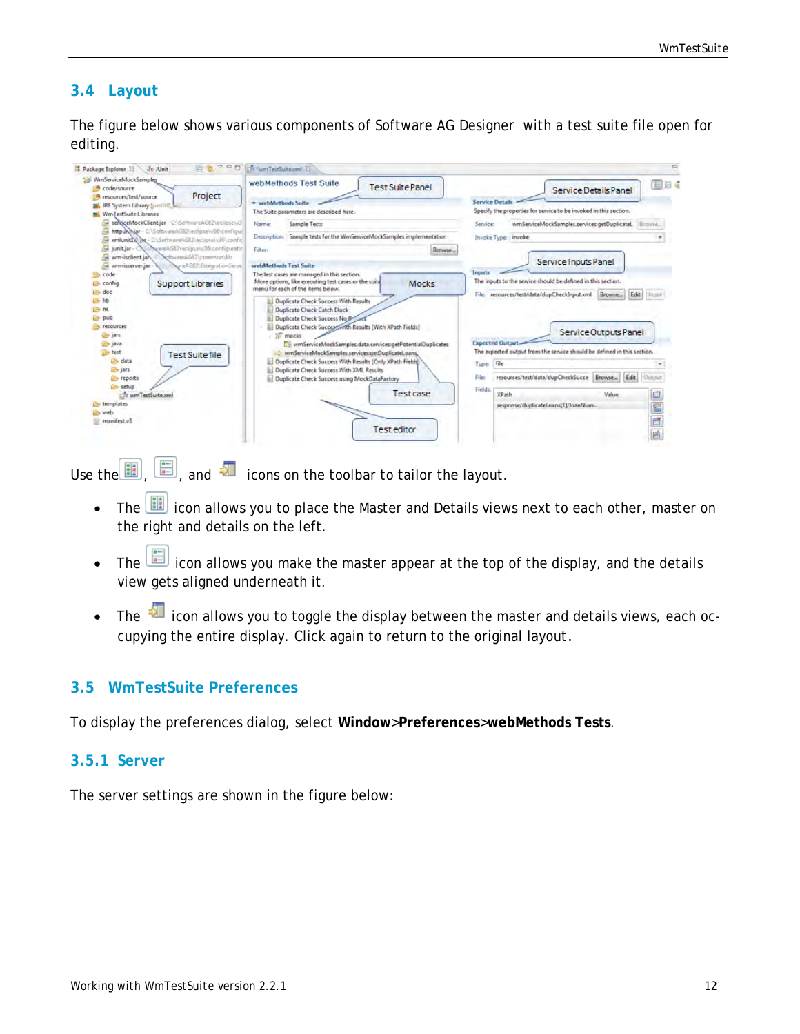## 3.4 Layout

The figure below shows various components of Software AG Designer with a test suite file open for editing.

Use the , , and icons on the toolbar to tailor the layout.

- The icon allows you to place the Master and Details views next to each other, master on the right and details on the left.
- The icon allows you make the master appear at the top of the display, and the details view gets aligned underneath it.
- The icon allows you to toggle the display between the master and details views, each occupying the entire display. Click again to return to the original layout.

## 3.5 WmTestSuite Preferences

To display the preferences dialog, select **Window**>**Preferences**>**webMethods Tests**.

### 3.5.1 Server

The server settings are shown in the figure below: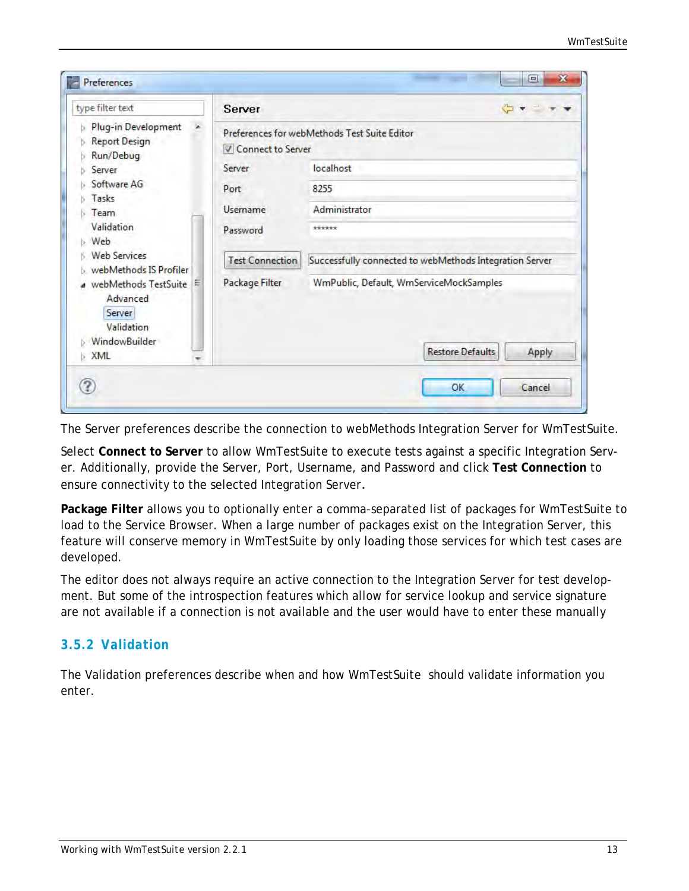The Server preferences describe the connection to webMethods Integration Server for WmTestSuite.

Select **Connect to Server** to allow WmTestSuite to execute tests against a specific Integration Server. Additionally, provide the Server, Port, Username, and Password and click **Test Connection** to ensure connectivity to the selected Integration Server.

**Package Filter** allows you to optionally enter a comma-separated list of packages for WmTestSuite to load to the Service Browser. When a large number of packages exist on the Integration Server, this feature will conserve memory in WmTestSuite by only loading those services for which test cases are developed.

The editor does not always require an active connection to the Integration Server for test development. But some of the introspection features which allow for service lookup and service signature are not available if a connection is not available and the user would have to enter these manually

### 3.5.2 Validation

The Validation preferences describe when and how WmTestSuite should validate information you enter.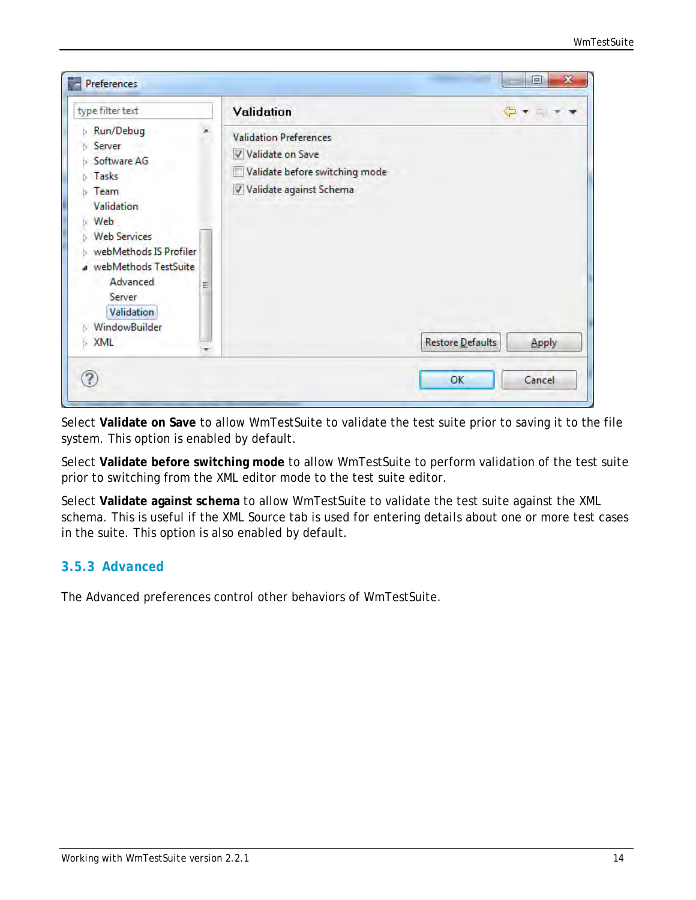Select **Validate on Save** to allow WmTestSuite to validate the test suite prior to saving it to the file system. This option is enabled by default.

Select **Validate before switching mode** to allow WmTestSuite to perform validation of the test suite prior to switching from the XML editor mode to the test suite editor.

Select **Validate against schema** to allow WmTestSuite to validate the test suite against the XML schema. This is useful if the XML Source tab is used for entering details about one or more test cases in the suite. This option is also enabled by default.

### 3.5.3 Advanced

The Advanced preferences control other behaviors of WmTestSuite.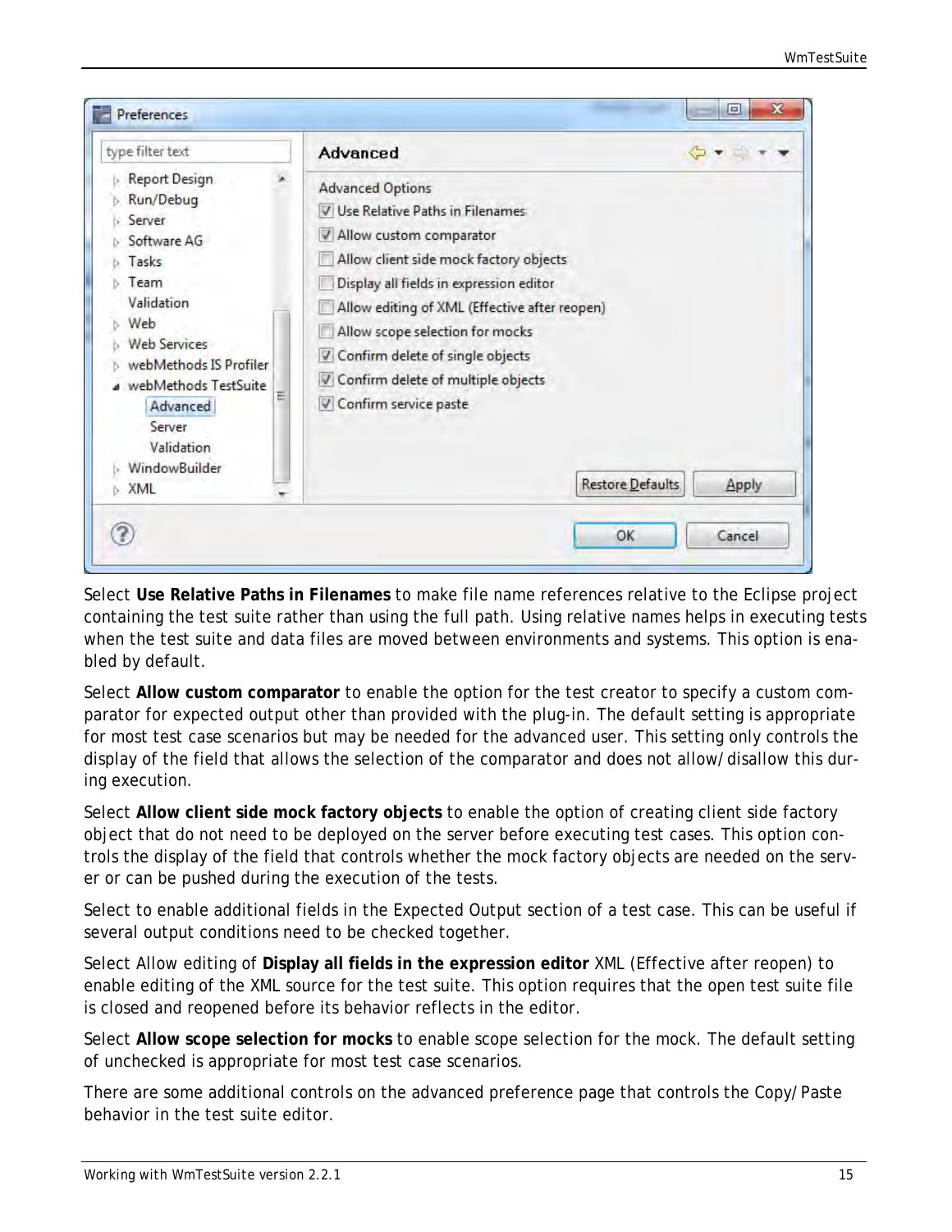Select **Use Relative Paths in Filenames** to make file name references relative to the Eclipse project containing the test suite rather than using the full path. Using relative names helps in executing tests when the test suite and data files are moved between environments and systems. This option is enabled by default.

Select **Allow custom comparator** to enable the option for the test creator to specify a custom comparator for expected output other than provided with the plug-in. The default setting is appropriate for most test case scenarios but may be needed for the advanced user. This setting only controls the display of the field that allows the selection of the comparator and does not allow/disallow this during execution.

Select **Allow client side mock factory objects** to enable the option of creating client side factory object that do not need to be deployed on the server before executing test cases. This option controls the display of the field that controls whether the mock factory objects are needed on the server or can be pushed during the execution of the tests.

Select to enable additional fields in the Expected Output section of a test case. This can be useful if several output conditions need to be checked together.

Select Allow editing of **Display all fields in the expression editor** XML (Effective after reopen) to enable editing of the XML source for the test suite. This option requires that the open test suite file is closed and reopened before its behavior reflects in the editor.

Select **Allow scope selection for mocks** to enable scope selection for the mock. The default setting of unchecked is appropriate for most test case scenarios.

There are some additional controls on the advanced preference page that controls the Copy/Paste behavior in the test suite editor.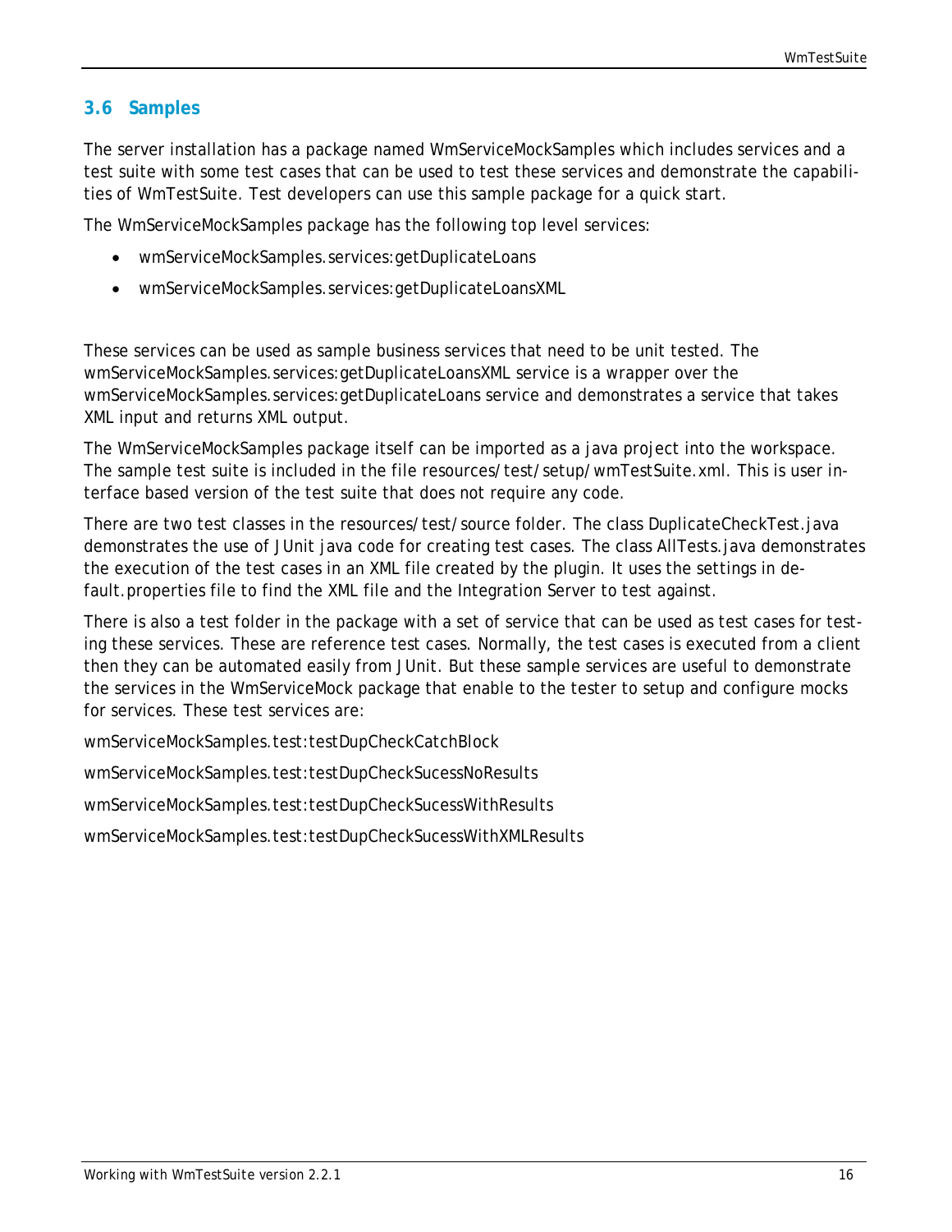## 3.6 Samples

The server installation has a package named WmServiceMockSamples which includes services and a test suite with some test cases that can be used to test these services and demonstrate the capabilities of WmTestSuite. Test developers can use this sample package for a quick start.

The WmServiceMockSamples package has the following top level services:

- wmServiceMockSamples.services:getDuplicateLoans
- wmServiceMockSamples.services:getDuplicateLoansXML

These services can be used as sample business services that need to be unit tested. The wmServiceMockSamples.services:getDuplicateLoansXML service is a wrapper over the wmServiceMockSamples.services:getDuplicateLoans service and demonstrates a service that takes XML input and returns XML output.

The WmServiceMockSamples package itself can be imported as a java project into the workspace. The sample test suite is included in the file resources/test/setup/wmTestSuite.xml. This is user interface based version of the test suite that does not require any code.

There are two test classes in the resources/test/source folder. The class DuplicateCheckTest.java demonstrates the use of JUnit java code for creating test cases. The class AllTests.java demonstrates the execution of the test cases in an XML file created by the plugin. It uses the settings in default.properties file to find the XML file and the Integration Server to test against.

There is also a test folder in the package with a set of service that can be used as test cases for testing these services. These are reference test cases. Normally, the test cases is executed from a client then they can be automated easily from JUnit. But these sample services are useful to demonstrate the services in the WmServiceMock package that enable to the tester to setup and configure mocks for services. These test services are:

wmServiceMockSamples.test:testDupCheckCatchBlock

wmServiceMockSamples.test:testDupCheckSucessNoResults

wmServiceMockSamples.test:testDupCheckSucessWithResults

wmServiceMockSamples.test:testDupCheckSucessWithXMLResults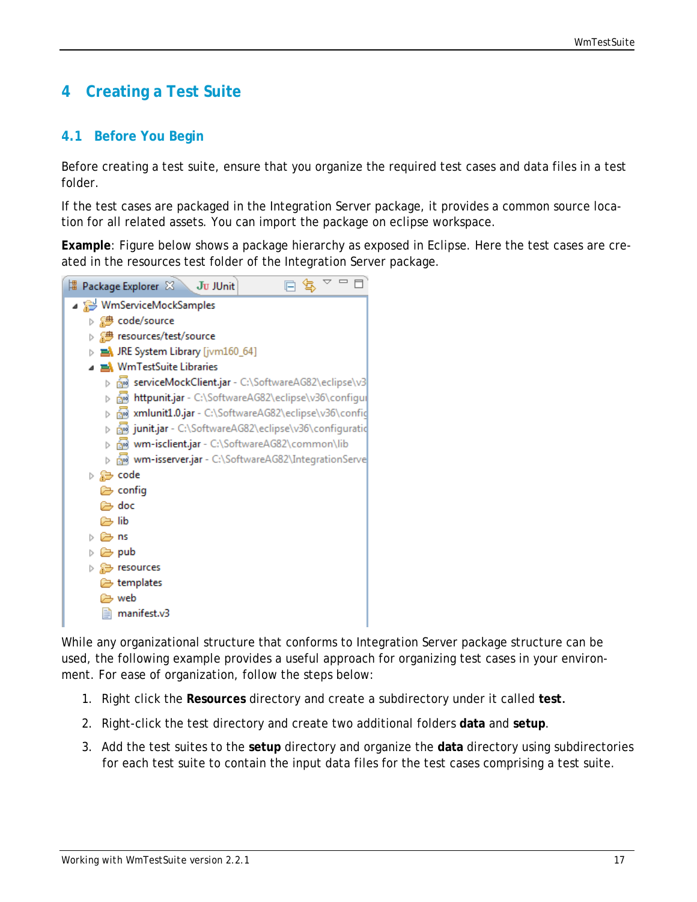# 4 Creating a Test Suite

## 4.1 Before You Begin

Before creating a test suite, ensure that you organize the required test cases and data files in a test folder.

If the test cases are packaged in the Integration Server package, it provides a common source location for all related assets. You can import the package on eclipse workspace.

**Example**: Figure below shows a package hierarchy as exposed in Eclipse. Here the test cases are created in the resources test folder of the Integration Server package.

While any organizational structure that conforms to Integration Server package structure can be used, the following example provides a useful approach for organizing test cases in your environment. For ease of organization, follow the steps below:

1. Right click the **Resources** directory and create a subdirectory under it called **test.**
2. Right-click the test directory and create two additional folders **data** and **setup**.
3. Add the test suites to the **setup** directory and organize the **data** directory using subdirectories for each test suite to contain the input data files for the test cases comprising a test suite.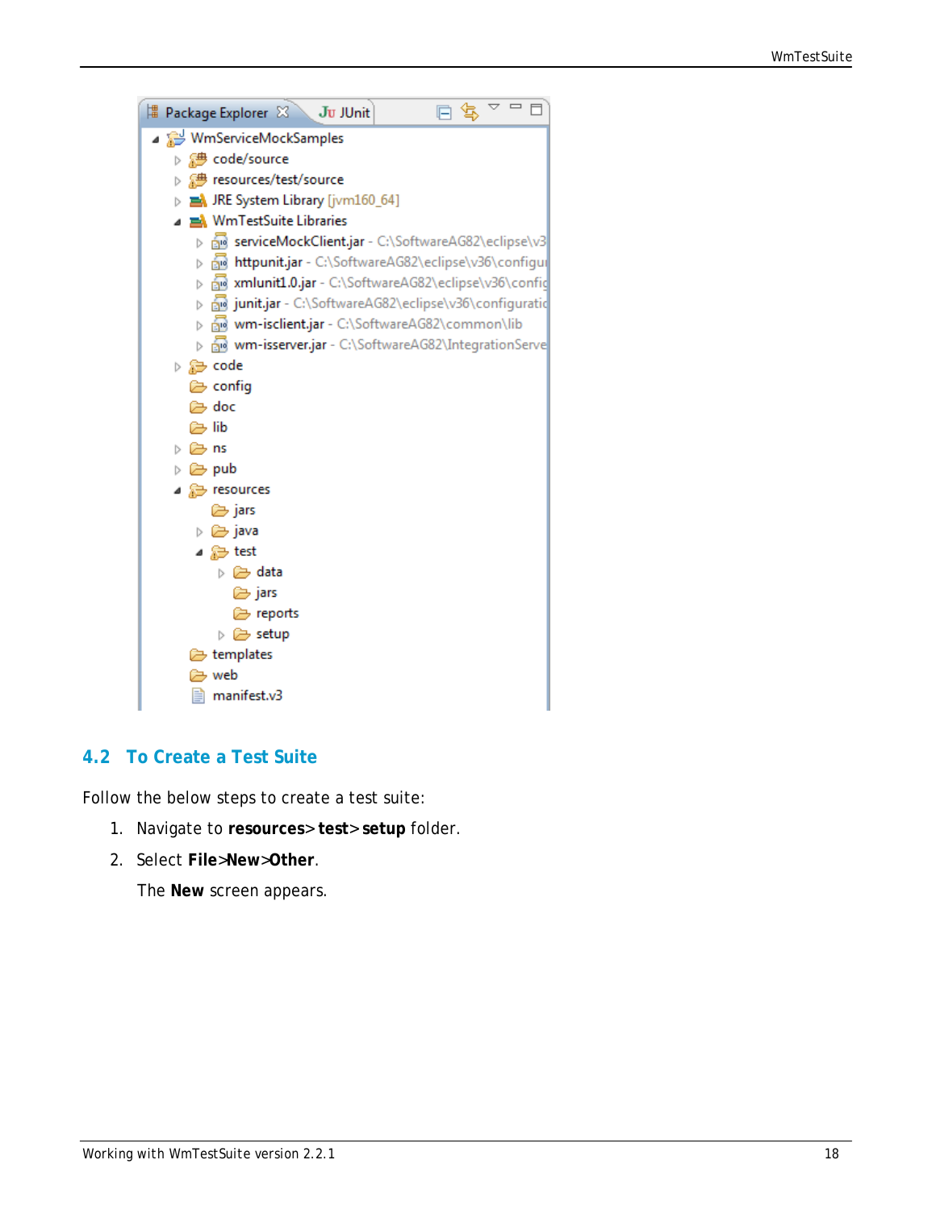## 4.2 To Create a Test Suite

Follow the below steps to create a test suite:

1. Navigate to **resources**> **test**> **setup** folder.
2. Select **File**>**New**>**Other**.

   The **New** screen appears.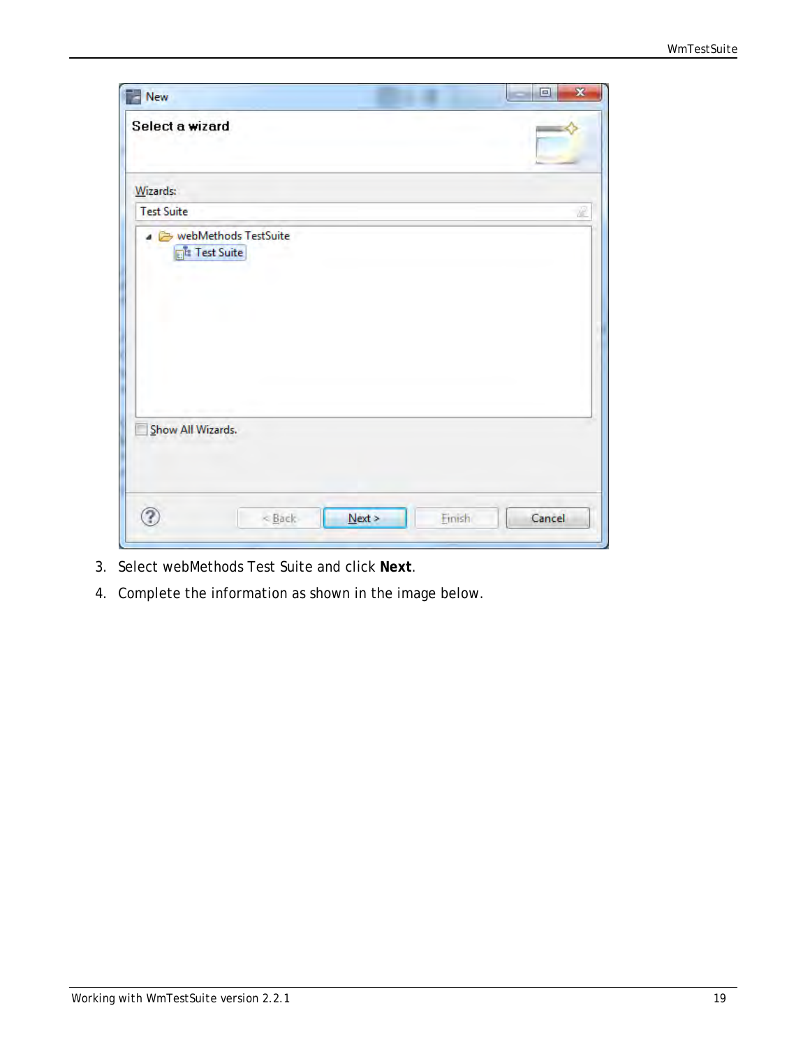3. Select webMethods Test Suite and click **Next**.
4. Complete the information as shown in the image below.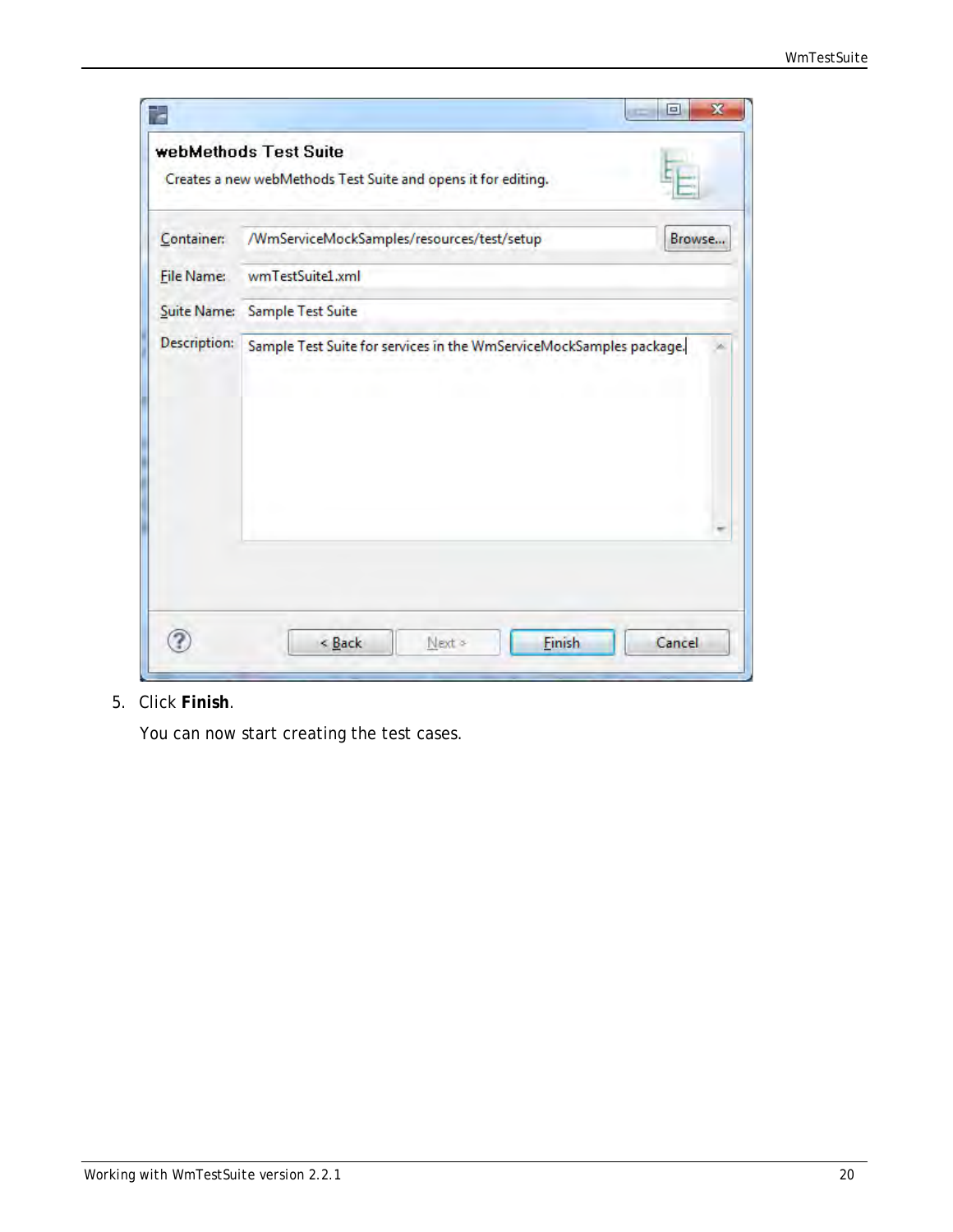5. Click **Finish**.

   You can now start creating the test cases.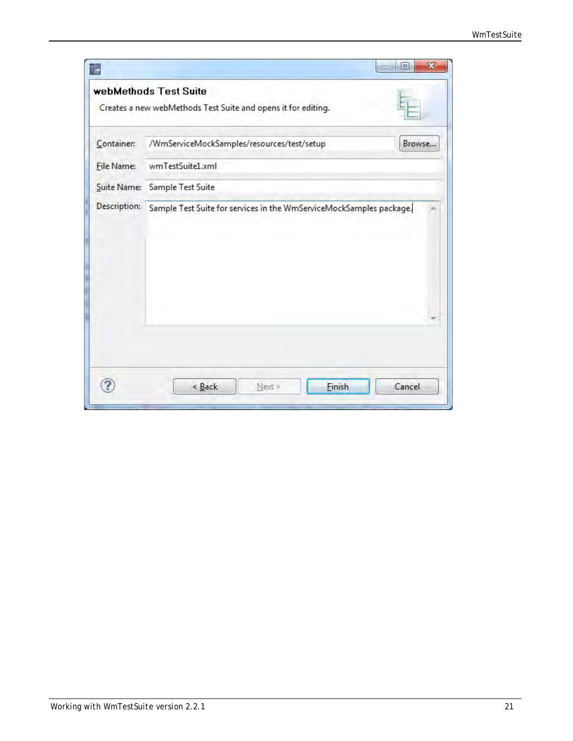**webMethods Test Suite**

Creates a new webMethods Test Suite and opens it for editing.

Container: /WmServiceMockSamples/resources/test/setup    Browse...

File Name: wmTestSuite1.xml

Suite Name: Sample Test Suite

Description: Sample Test Suite for services in the WmServiceMockSamples package.

< Back    Next >    Finish    Cancel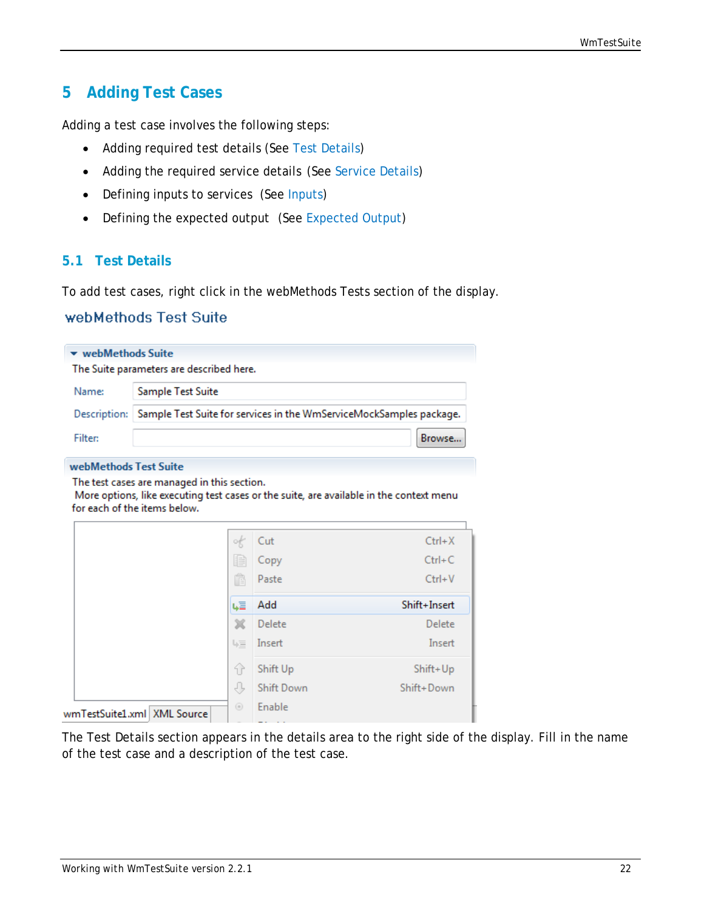# 5 Adding Test Cases

Adding a test case involves the following steps:

- Adding required test details (See Test Details)
- Adding the required service details (See Service Details)
- Defining inputs to services (See Inputs)
- Defining the expected output (See Expected Output)

## 5.1 Test Details

To add test cases, right click in the webMethods Tests section of the display.

The Test Details section appears in the details area to the right side of the display. Fill in the name of the test case and a description of the test case.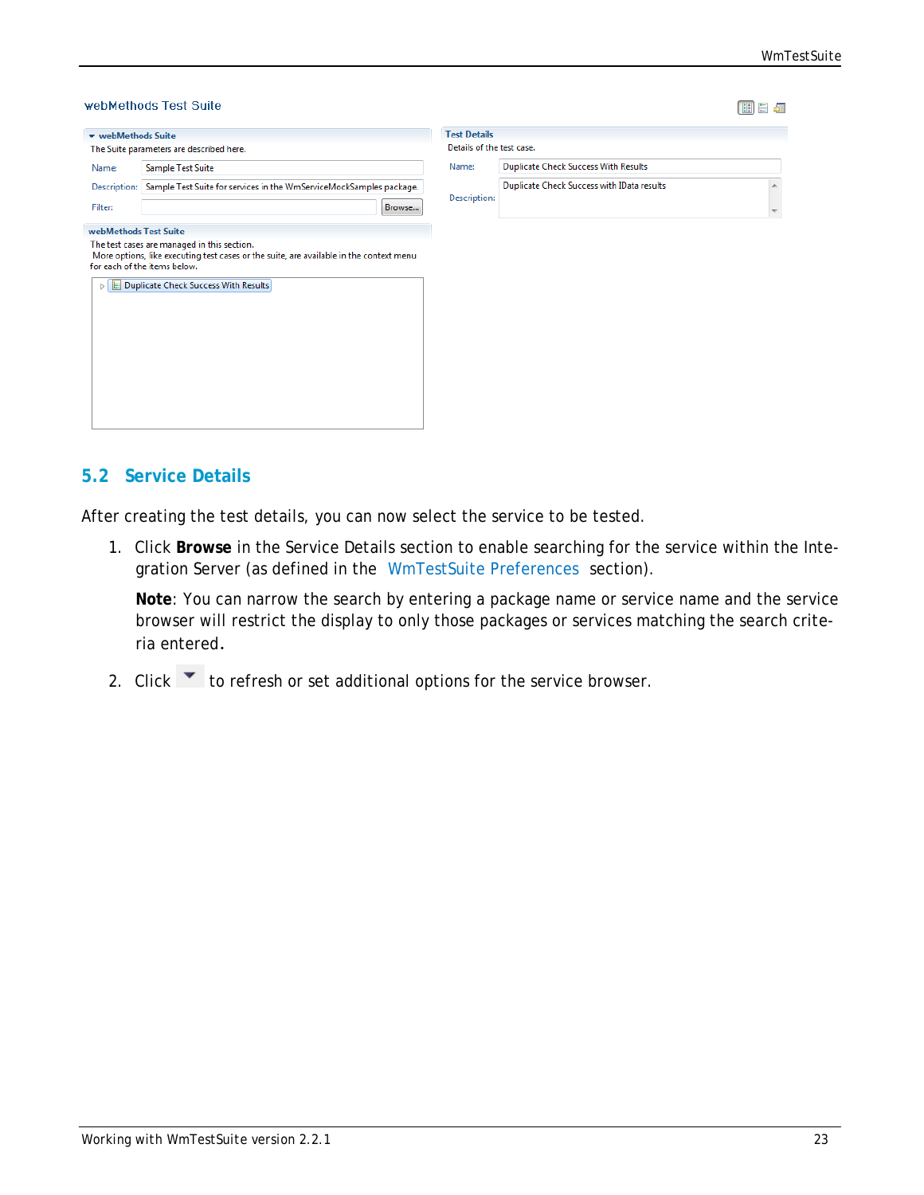## 5.2 Service Details

After creating the test details, you can now select the service to be tested.

1. Click **Browse** in the Service Details section to enable searching for the service within the Integration Server (as defined in the WmTestSuite Preferences section).

   **Note**: You can narrow the search by entering a package name or service name and the service browser will restrict the display to only those packages or services matching the search criteria entered.

2. Click ▼ to refresh or set additional options for the service browser.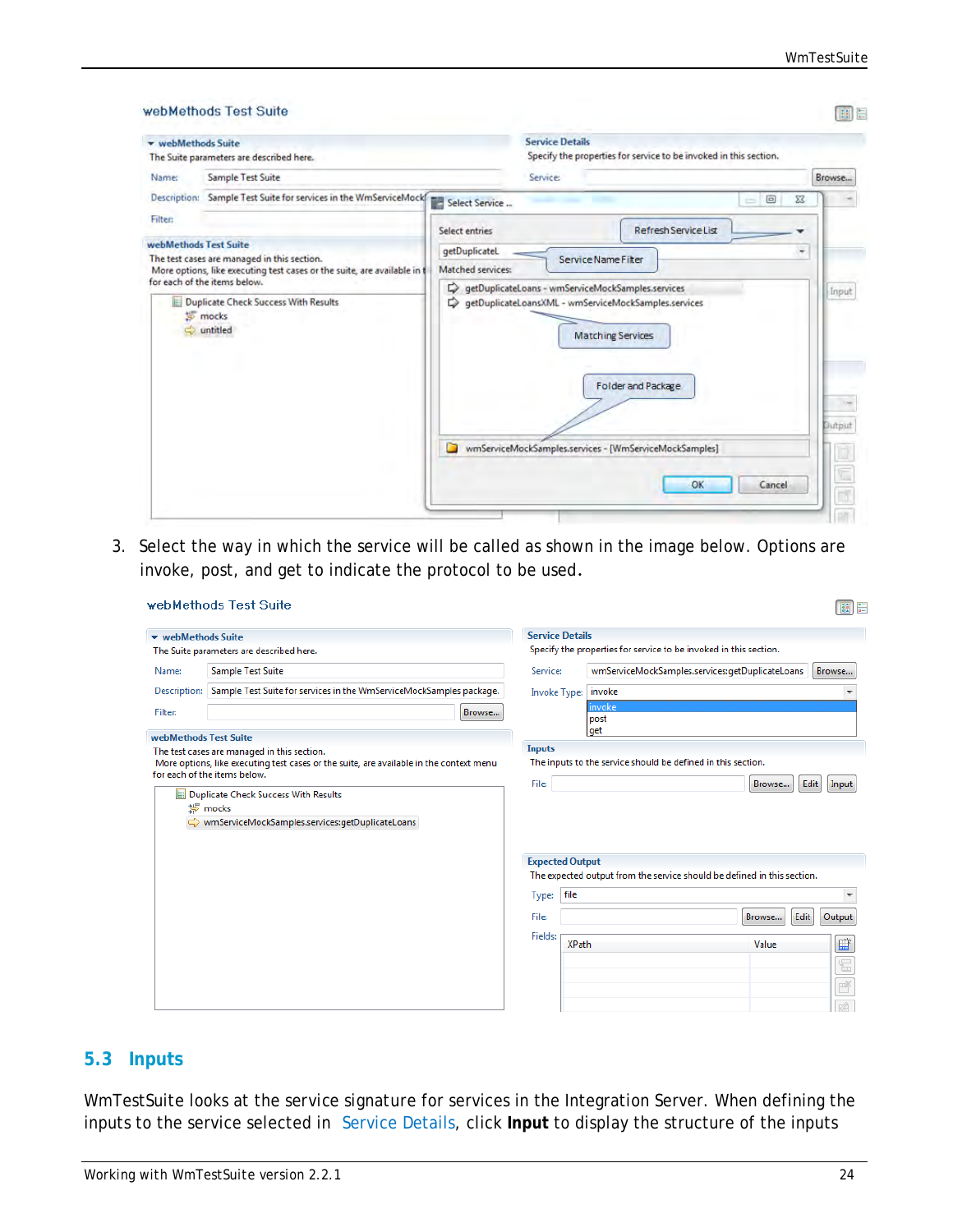3. Select the way in which the service will be called as shown in the image below. Options are invoke, post, and get to indicate the protocol to be used.

## 5.3 Inputs

WmTestSuite looks at the service signature for services in the Integration Server. When defining the inputs to the service selected in Service Details, click **Input** to display the structure of the inputs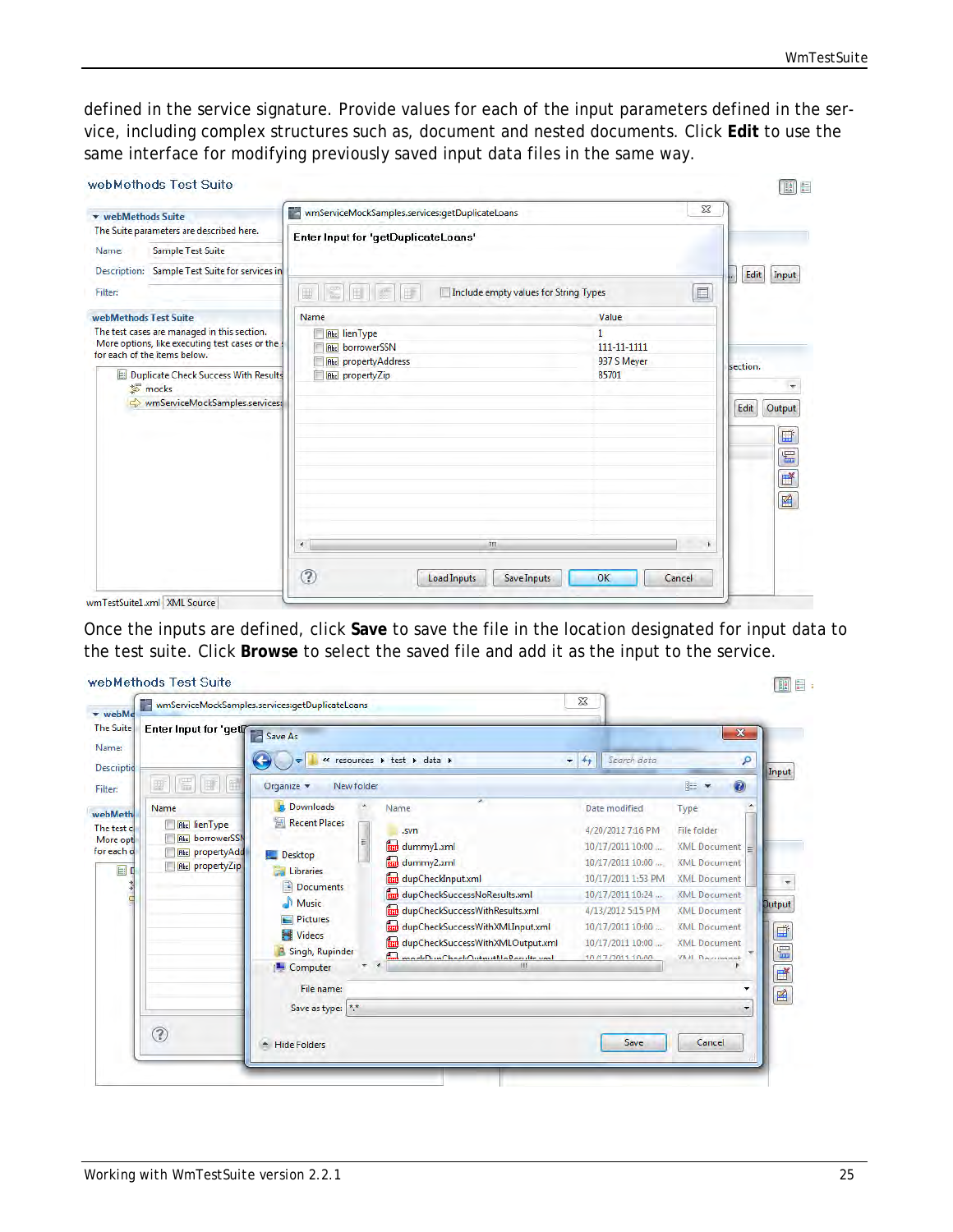defined in the service signature. Provide values for each of the input parameters defined in the service, including complex structures such as, document and nested documents. Click **Edit** to use the same interface for modifying previously saved input data files in the same way.

Once the inputs are defined, click **Save** to save the file in the location designated for input data to the test suite. Click **Browse** to select the saved file and add it as the input to the service.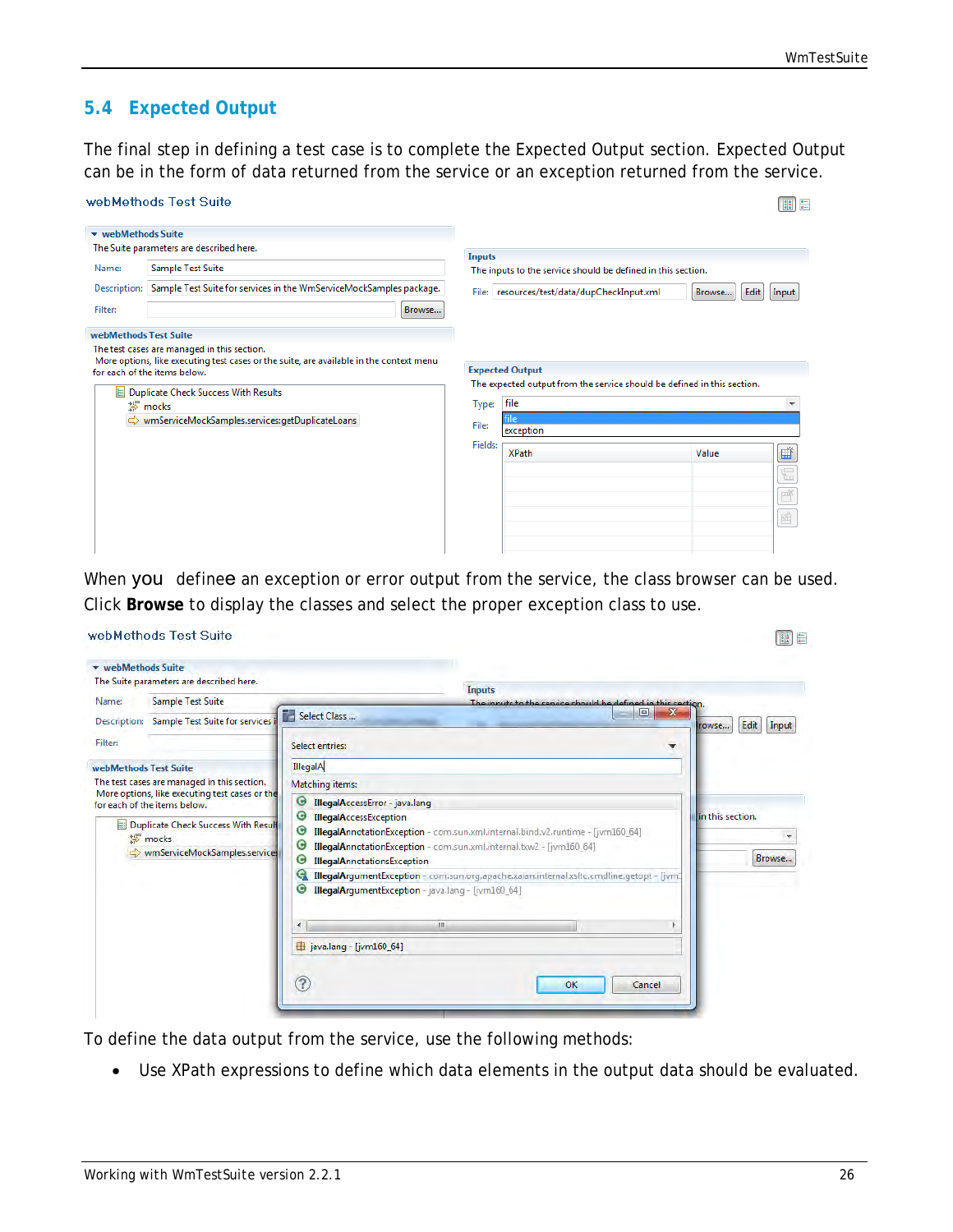## 5.4 Expected Output

The final step in defining a test case is to complete the Expected Output section. Expected Output can be in the form of data returned from the service or an exception returned from the service.

When you definee an exception or error output from the service, the class browser can be used. Click **Browse** to display the classes and select the proper exception class to use.

To define the data output from the service, use the following methods:

- Use XPath expressions to define which data elements in the output data should be evaluated.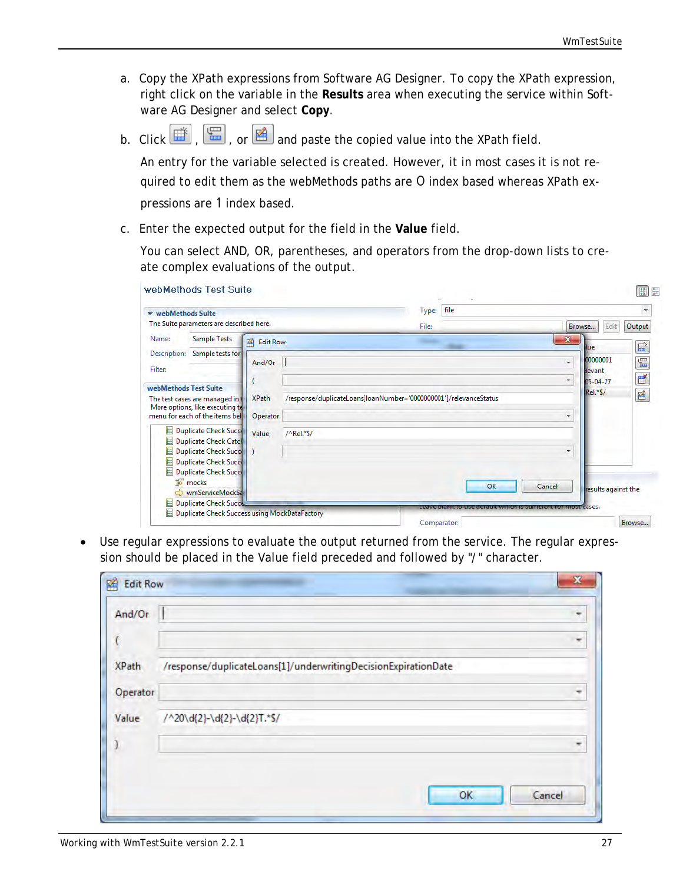a. Copy the XPath expressions from Software AG Designer. To copy the XPath expression, right click on the variable in the **Results** area when executing the service within Software AG Designer and select **Copy**.

b. Click , , or  and paste the copied value into the XPath field.

An entry for the variable selected is created. However, it in most cases it is not required to edit them as the webMethods paths are 0 index based whereas XPath expressions are 1 index based.

c. Enter the expected output for the field in the **Value** field.

You can select AND, OR, parentheses, and operators from the drop-down lists to create complex evaluations of the output.

- Use regular expressions to evaluate the output returned from the service. The regular expression should be placed in the Value field preceded and followed by "/ " character.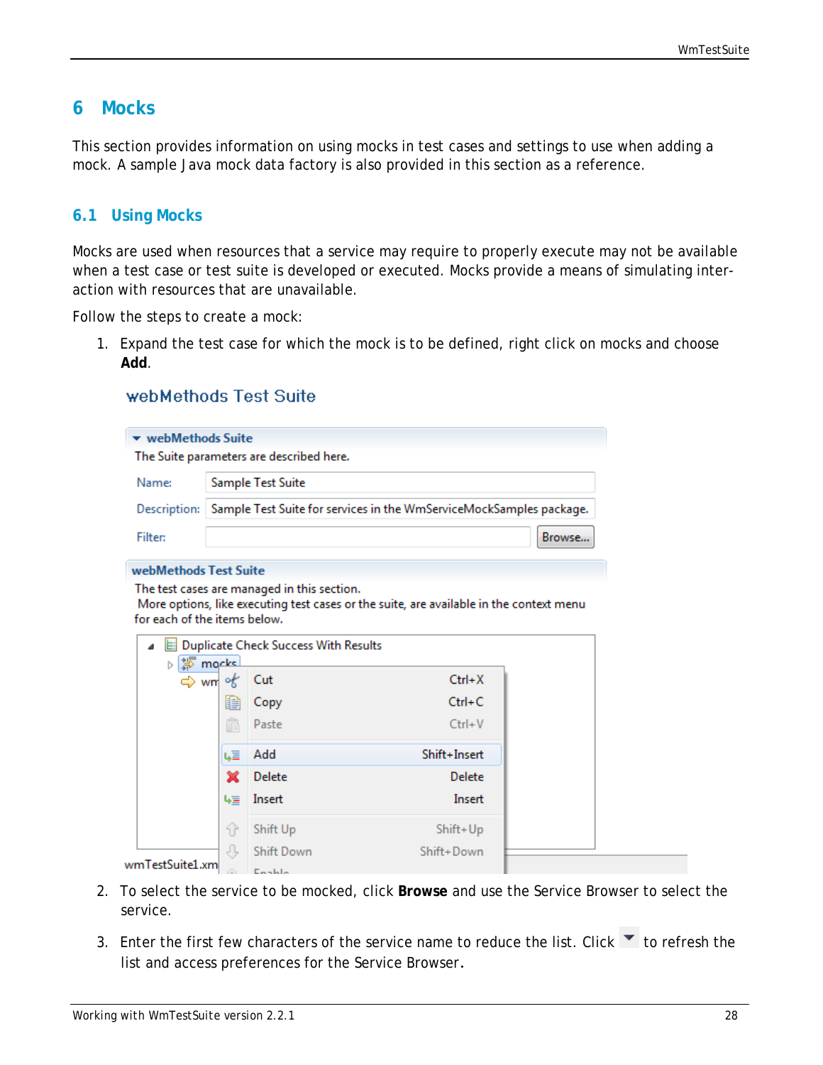# 6 Mocks

This section provides information on using mocks in test cases and settings to use when adding a mock. A sample Java mock data factory is also provided in this section as a reference.

## 6.1 Using Mocks

Mocks are used when resources that a service may require to properly execute may not be available when a test case or test suite is developed or executed. Mocks provide a means of simulating interaction with resources that are unavailable.

Follow the steps to create a mock:

1. Expand the test case for which the mock is to be defined, right click on mocks and choose **Add**.

2. To select the service to be mocked, click **Browse** and use the Service Browser to select the service.

3. Enter the first few characters of the service name to reduce the list. Click to refresh the list and access preferences for the Service Browser.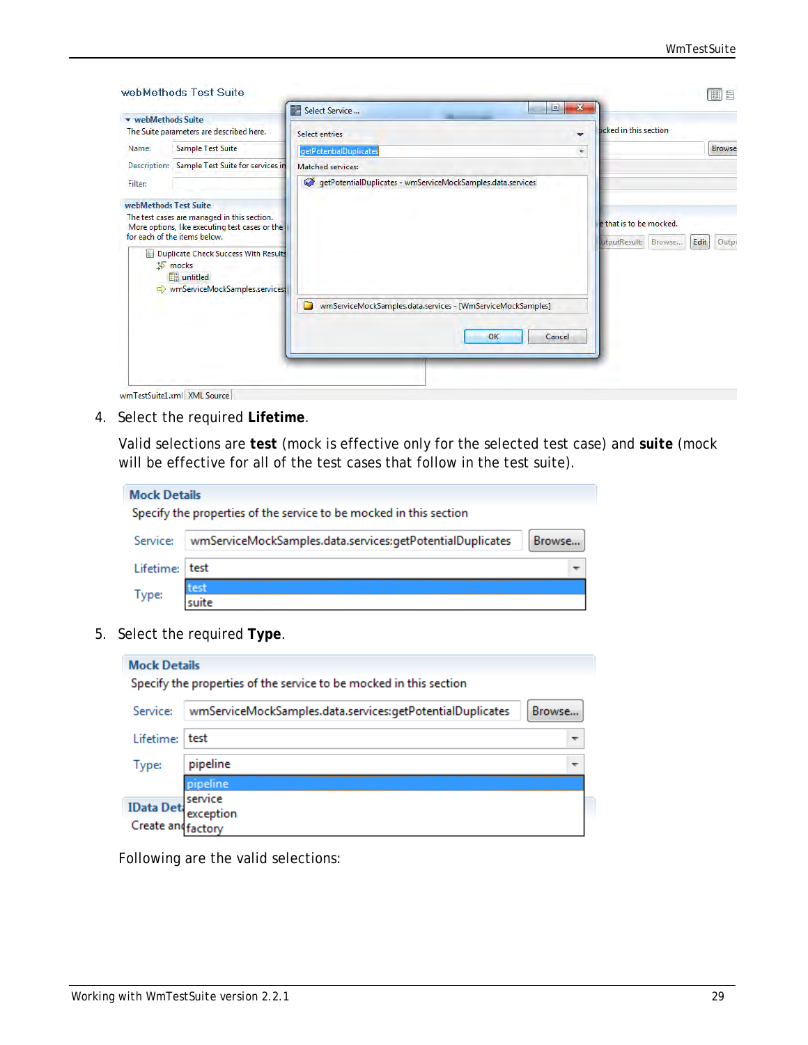4. Select the required **Lifetime**.

   Valid selections are **test** (mock is effective only for the selected test case) and **suite** (mock will be effective for all of the test cases that follow in the test suite).

5. Select the required **Type**.

Following are the valid selections: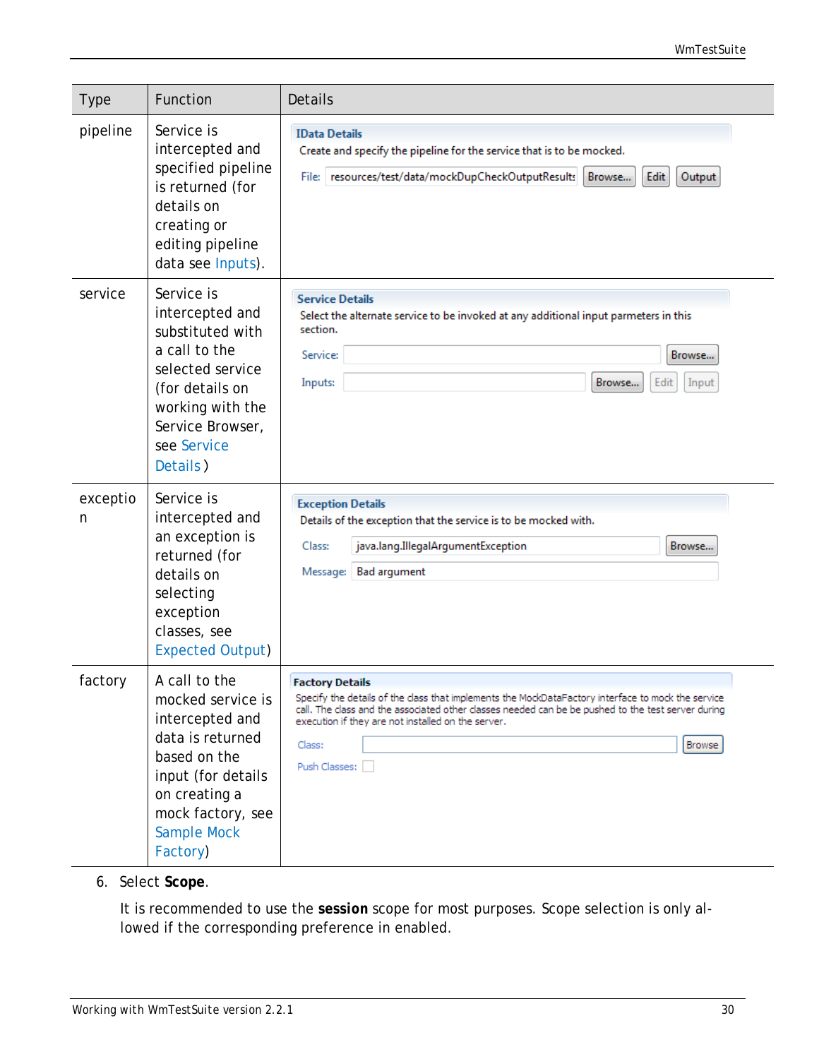| Type | Function | Details |
|---|---|---|
| pipeline | Service is intercepted and specified pipeline is returned (for details on creating or editing pipeline data see Inputs). | **IData Details** Create and specify the pipeline for the service that is to be mocked. File: resources/test/data/mockDupCheckOutputResults [Browse...] [Edit] [Output] |
| service | Service is intercepted and substituted with a call to the selected service (for details on working with the Service Browser, see Service Details ) | **Service Details** Select the alternate service to be invoked at any additional input parmeters in this section. Service: [Browse...] Inputs: [Browse...] [Edit] [Input] |
| exception | Service is intercepted and an exception is returned (for details on selecting exception classes, see Expected Output) | **Exception Details** Details of the exception that the service is to be mocked with. Class: java.lang.IllegalArgumentException [Browse...] Message: Bad argument |
| factory | A call to the mocked service is intercepted and data is returned based on the input (for details on creating a mock factory, see Sample Mock Factory) | **Factory Details** Specify the details of the class that implements the MockDataFactory interface to mock the service call. The class and the associated other classes needed can be be pushed to the test server during execution if they are not installed on the server. Class: [Browse] Push Classes: ☐ |

6. Select **Scope**.

   It is recommended to use the **session** scope for most purposes. Scope selection is only allowed if the corresponding preference in enabled.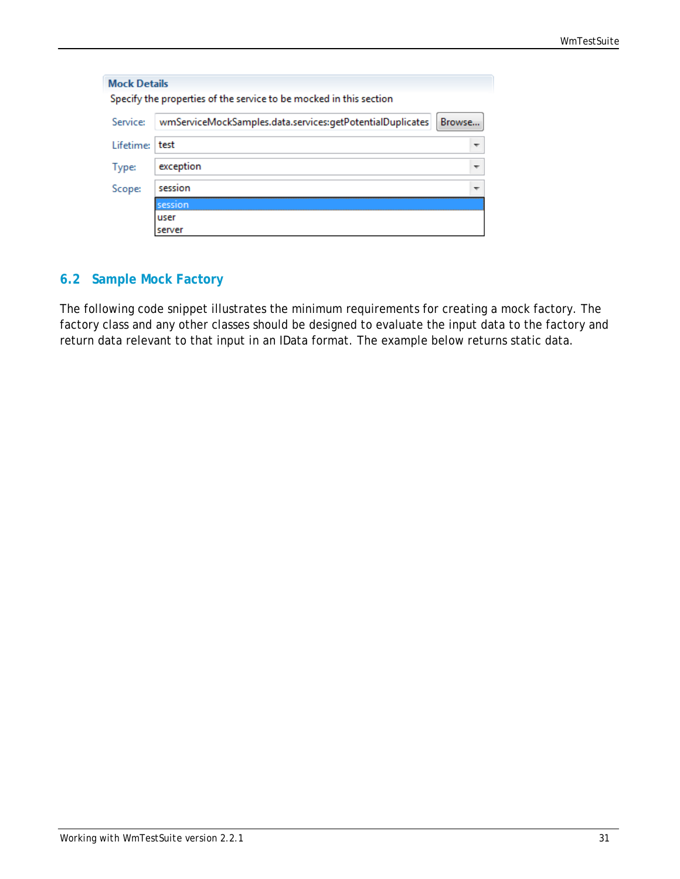**Mock Details**

Specify the properties of the service to be mocked in this section

| | |
|---|---|
| Service: | wmServiceMockSamples.data.services:getPotentialDuplicates |
| Lifetime: | test |
| Type: | exception |
| Scope: | session |

session
user
server

## 6.2 Sample Mock Factory

The following code snippet illustrates the minimum requirements for creating a mock factory. The factory class and any other classes should be designed to evaluate the input data to the factory and return data relevant to that input in an IData format. The example below returns static data.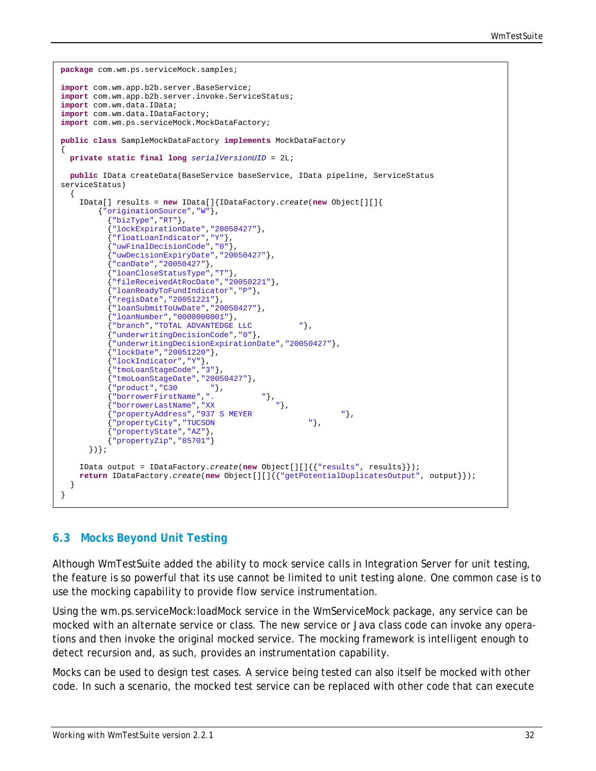```java
package com.wm.ps.serviceMock.samples;

import com.wm.app.b2b.server.BaseService;
import com.wm.app.b2b.server.invoke.ServiceStatus;
import com.wm.data.IData;
import com.wm.data.IDataFactory;
import com.wm.ps.serviceMock.MockDataFactory;

public class SampleMockDataFactory implements MockDataFactory
{
  private static final long serialVersionUID = 2L;

  public IData createData(BaseService baseService, IData pipeline, ServiceStatus 
serviceStatus)
  {
    IData[] results = new IData[]{IDataFactory.create(new Object[][]{
        {"originationSource","W"},
          {"bizType","RT"},
          {"lockExpirationDate","20050427"},
          {"floatLoanIndicator","Y"},
          {"uwFinalDecisionCode","0"},
          {"uwDecisionExpiryDate","20050427"},
          {"canDate","20050427"},
          {"loanCloseStatusType","T"},
          {"fileReceivedAtRocDate","20050221"},
          {"loanReadyToFundIndicator","P"},
          {"regisDate","20051221"},
          {"loanSubmitToUwDate","20050427"},
          {"loanNumber","0000000001"},
          {"branch","TOTAL ADVANTEDGE LLC          "},
          {"underwritingDecisionCode","0"},
          {"underwritingDecisionExpirationDate","20050427"},
          {"lockDate","20051220"},
          {"lockIndicator","Y"},
          {"tmoLoanStageCode","3"},
          {"tmoLoanStageDate","20050427"},
          {"product","C30       "},
          {"borrowerFirstName",".          "},
          {"borrowerLastName","XX            "},
          {"propertyAddress","937 S MEYER                   "},
          {"propertyCity","TUCSON                    "},
          {"propertyState","AZ"},
          {"propertyZip","85701"}
      })};

    IData output = IDataFactory.create(new Object[][]{{"results", results}});
    return IDataFactory.create(new Object[][]{{"getPotentialDuplicatesOutput", output}});
  }
}
```

## 6.3 Mocks Beyond Unit Testing

Although WmTestSuite added the ability to mock service calls in Integration Server for unit testing, the feature is so powerful that its use cannot be limited to unit testing alone. One common case is to use the mocking capability to provide flow service instrumentation.

Using the wm.ps.serviceMock:loadMock service in the WmServiceMock package, any service can be mocked with an alternate service or class. The new service or Java class code can invoke any operations and then invoke the original mocked service. The mocking framework is intelligent enough to detect recursion and, as such, provides an instrumentation capability.

Mocks can be used to design test cases. A service being tested can also itself be mocked with other code. In such a scenario, the mocked test service can be replaced with other code that can execute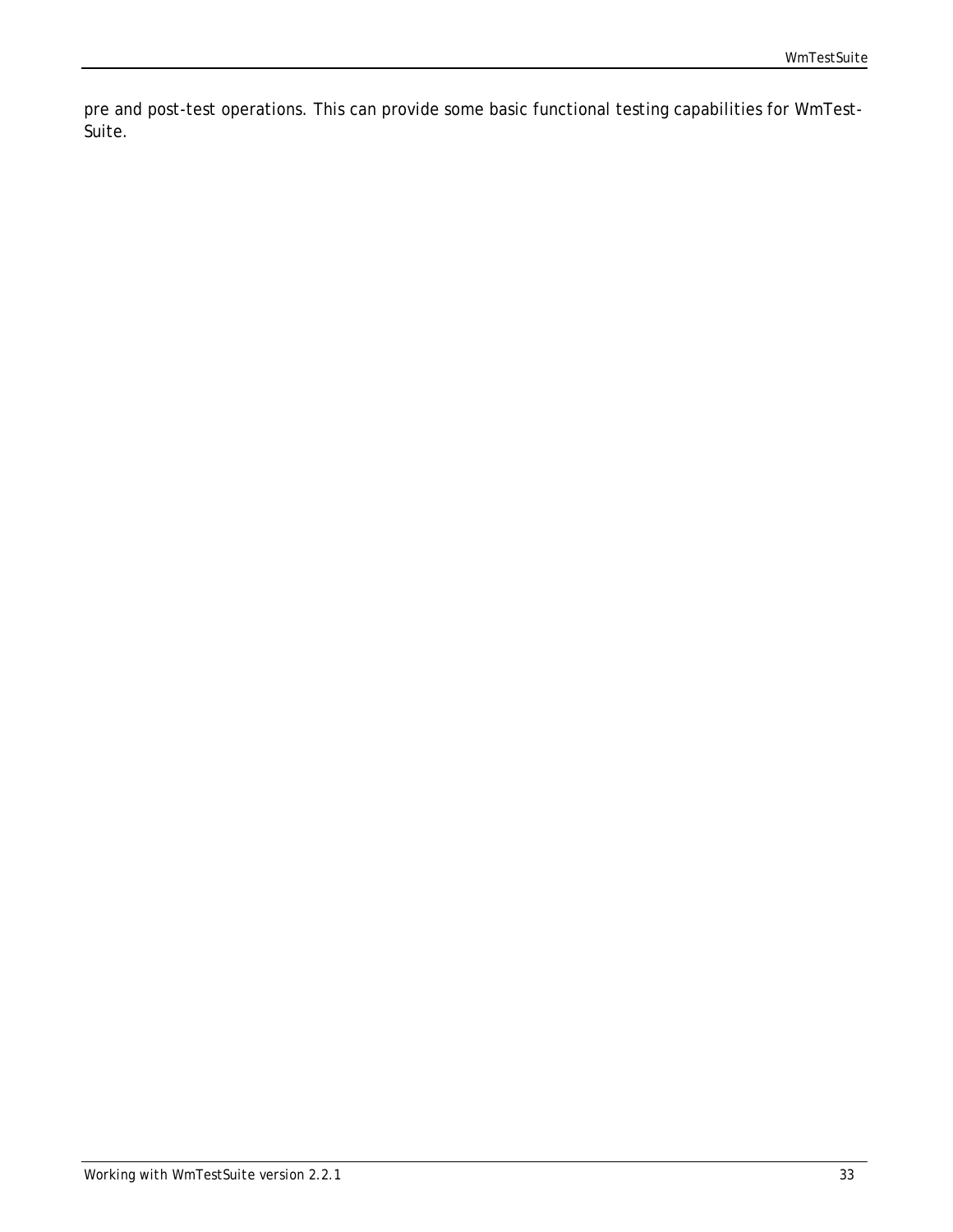pre and post-test operations. This can provide some basic functional testing capabilities for WmTest-Suite.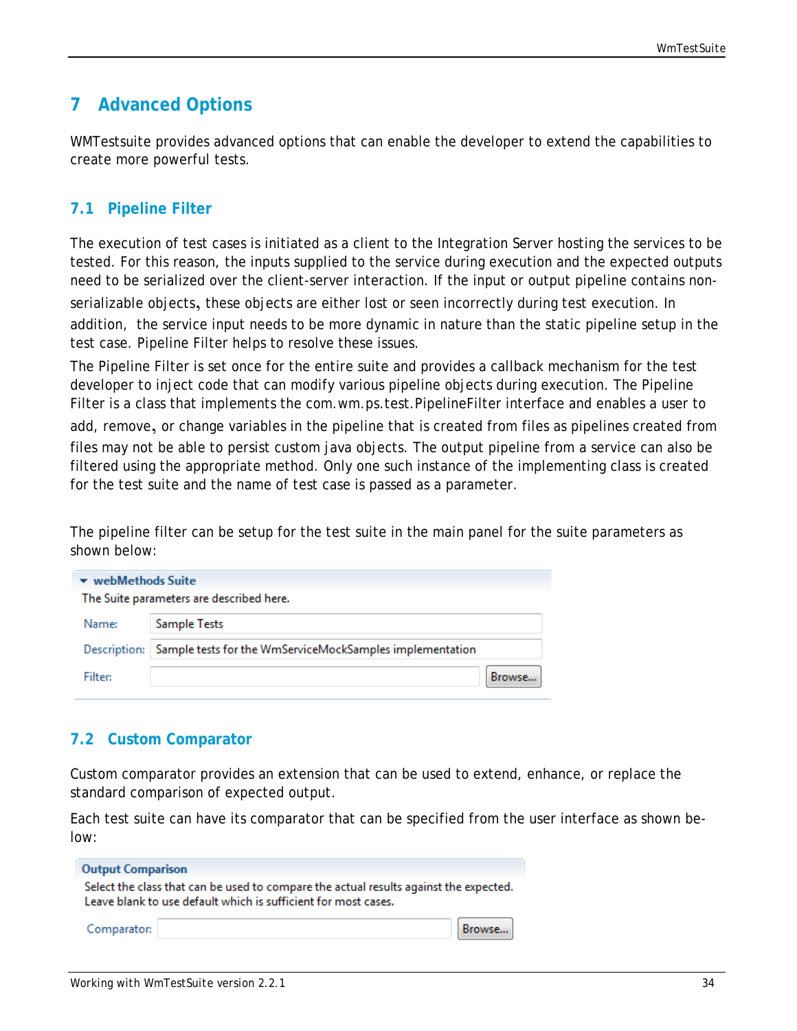# 7 Advanced Options

WMTestsuite provides advanced options that can enable the developer to extend the capabilities to create more powerful tests.

## 7.1 Pipeline Filter

The execution of test cases is initiated as a client to the Integration Server hosting the services to be tested. For this reason, the inputs supplied to the service during execution and the expected outputs need to be serialized over the client-server interaction. If the input or output pipeline contains non-serializable objects, these objects are either lost or seen incorrectly during test execution. In addition, the service input needs to be more dynamic in nature than the static pipeline setup in the test case. Pipeline Filter helps to resolve these issues.

The Pipeline Filter is set once for the entire suite and provides a callback mechanism for the test developer to inject code that can modify various pipeline objects during execution. The Pipeline Filter is a class that implements the com.wm.ps.test.PipelineFilter interface and enables a user to add, remove, or change variables in the pipeline that is created from files as pipelines created from files may not be able to persist custom java objects. The output pipeline from a service can also be filtered using the appropriate method. Only one such instance of the implementing class is created for the test suite and the name of test case is passed as a parameter.

The pipeline filter can be setup for the test suite in the main panel for the suite parameters as shown below:

**webMethods Suite**

The Suite parameters are described here.

| | |
|---|---|
| Name: | Sample Tests |
| Description: | Sample tests for the WmServiceMockSamples implementation |
| Filter: | Browse... |

## 7.2 Custom Comparator

Custom comparator provides an extension that can be used to extend, enhance, or replace the standard comparison of expected output.

Each test suite can have its comparator that can be specified from the user interface as shown below:

**Output Comparison**

Select the class that can be used to compare the actual results against the expected. Leave blank to use default which is sufficient for most cases.

| | |
|---|---|
| Comparator: | Browse... |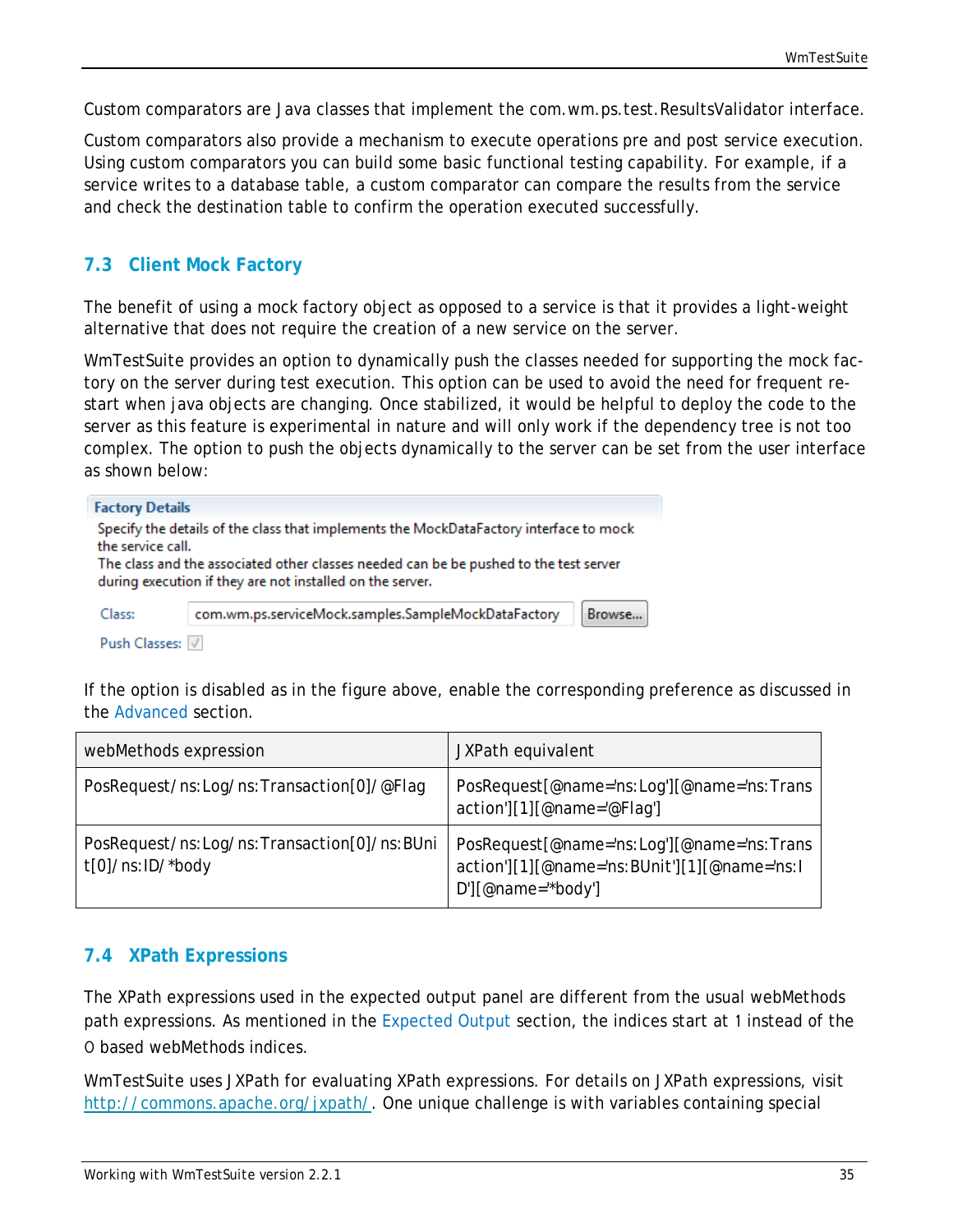Custom comparators are Java classes that implement the com.wm.ps.test.ResultsValidator interface.

Custom comparators also provide a mechanism to execute operations pre and post service execution. Using custom comparators you can build some basic functional testing capability. For example, if a service writes to a database table, a custom comparator can compare the results from the service and check the destination table to confirm the operation executed successfully.

## 7.3 Client Mock Factory

The benefit of using a mock factory object as opposed to a service is that it provides a light-weight alternative that does not require the creation of a new service on the server.

WmTestSuite provides an option to dynamically push the classes needed for supporting the mock factory on the server during test execution. This option can be used to avoid the need for frequent restart when java objects are changing. Once stabilized, it would be helpful to deploy the code to the server as this feature is experimental in nature and will only work if the dependency tree is not too complex. The option to push the objects dynamically to the server can be set from the user interface as shown below:

**Factory Details**

Specify the details of the class that implements the MockDataFactory interface to mock the service call.
The class and the associated other classes needed can be be pushed to the test server during execution if they are not installed on the server.

Class: com.wm.ps.serviceMock.samples.SampleMockDataFactory [Browse...]

Push Classes: ☑

If the option is disabled as in the figure above, enable the corresponding preference as discussed in the Advanced section.

| webMethods expression | JXPath equivalent |
| --- | --- |
| PosRequest/ns:Log/ns:Transaction[0]/@Flag | PosRequest[@name='ns:Log'][@name='ns:Transaction'][1][@name='@Flag'] |
| PosRequest/ns:Log/ns:Transaction[0]/ns:BUnit[0]/ns:ID/*body | PosRequest[@name='ns:Log'][@name='ns:Transaction'][1][@name='ns:BUnit'][1][@name='ns:ID'][@name='*body'] |

## 7.4 XPath Expressions

The XPath expressions used in the expected output panel are different from the usual webMethods path expressions. As mentioned in the Expected Output section, the indices start at 1 instead of the 0 based webMethods indices.

WmTestSuite uses JXPath for evaluating XPath expressions. For details on JXPath expressions, visit http://commons.apache.org/jxpath/. One unique challenge is with variables containing special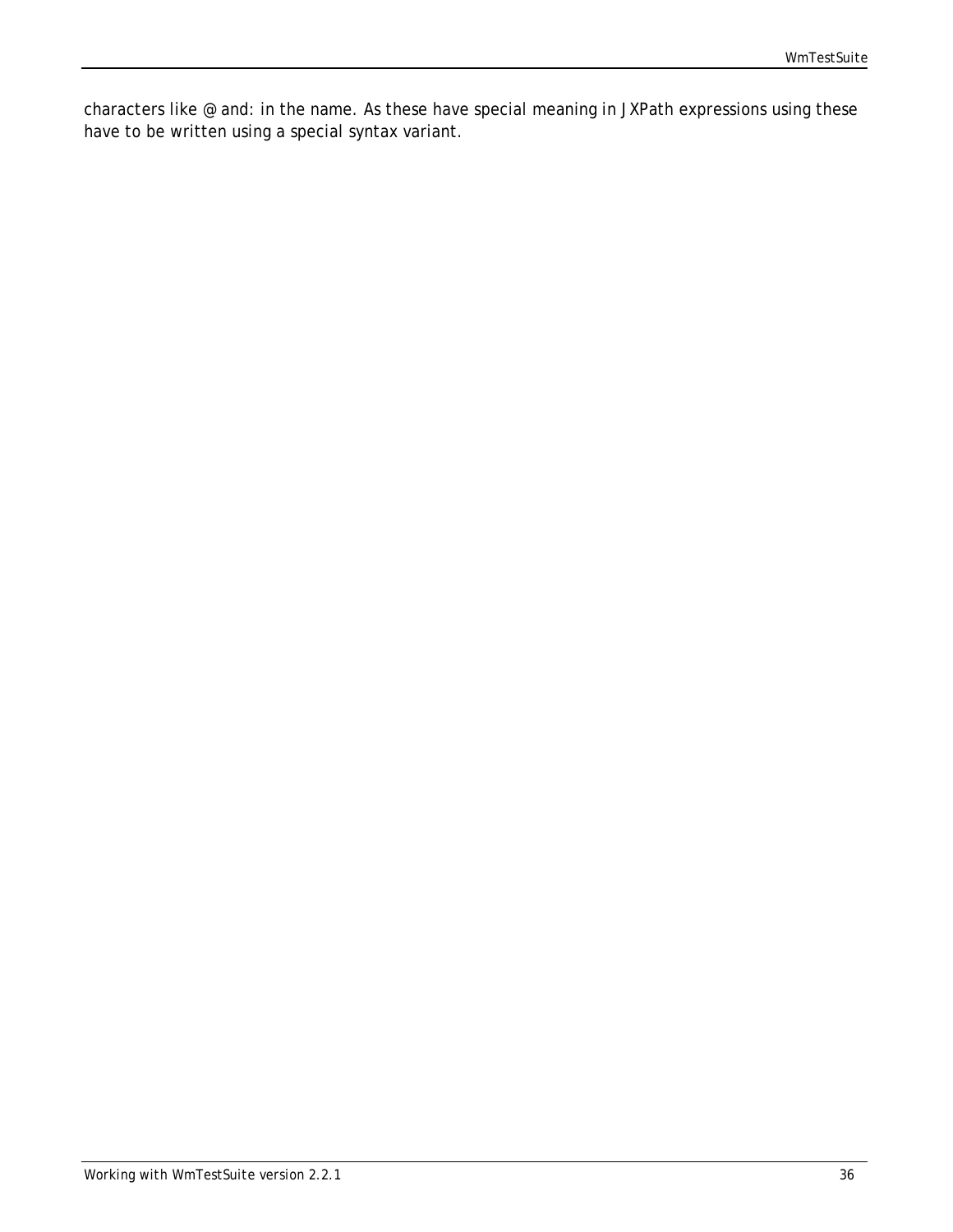characters like @ and: in the name. As these have special meaning in JXPath expressions using these have to be written using a special syntax variant.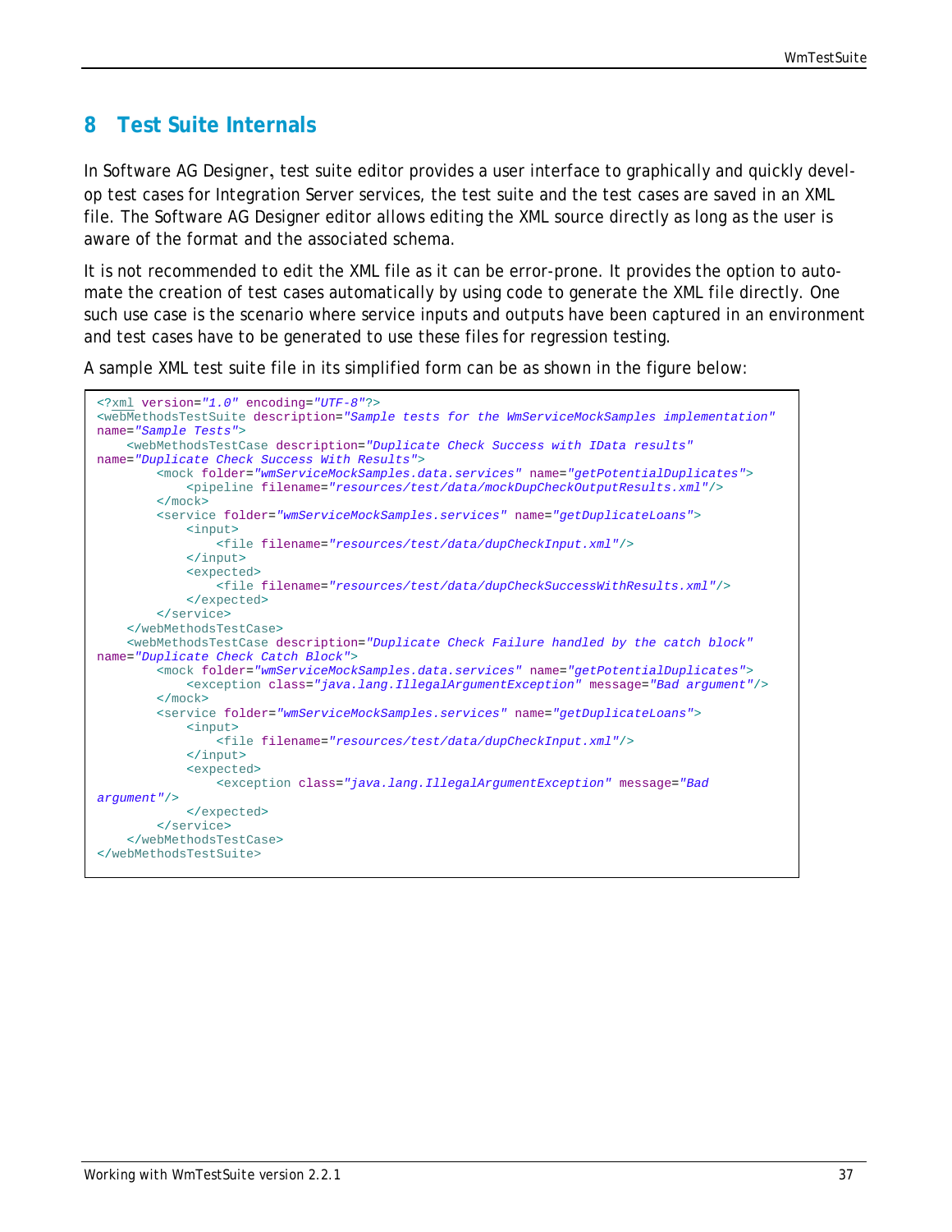# 8 Test Suite Internals

In Software AG Designer, test suite editor provides a user interface to graphically and quickly develop test cases for Integration Server services, the test suite and the test cases are saved in an XML file. The Software AG Designer editor allows editing the XML source directly as long as the user is aware of the format and the associated schema.

It is not recommended to edit the XML file as it can be error-prone. It provides the option to automate the creation of test cases automatically by using code to generate the XML file directly. One such use case is the scenario where service inputs and outputs have been captured in an environment and test cases have to be generated to use these files for regression testing.

A sample XML test suite file in its simplified form can be as shown in the figure below:

```xml
<?xml version="1.0" encoding="UTF-8"?>
<webMethodsTestSuite description="Sample tests for the WmServiceMockSamples implementation"
name="Sample Tests">
    <webMethodsTestCase description="Duplicate Check Success with IData results"
name="Duplicate Check Success With Results">
        <mock folder="wmServiceMockSamples.data.services" name="getPotentialDuplicates">
            <pipeline filename="resources/test/data/mockDupCheckOutputResults.xml"/>
        </mock>
        <service folder="wmServiceMockSamples.services" name="getDuplicateLoans">
            <input>
                <file filename="resources/test/data/dupCheckInput.xml"/>
            </input>
            <expected>
                <file filename="resources/test/data/dupCheckSuccessWithResults.xml"/>
            </expected>
        </service>
    </webMethodsTestCase>
    <webMethodsTestCase description="Duplicate Check Failure handled by the catch block"
name="Duplicate Check Catch Block">
        <mock folder="wmServiceMockSamples.data.services" name="getPotentialDuplicates">
            <exception class="java.lang.IllegalArgumentException" message="Bad argument"/>
        </mock>
        <service folder="wmServiceMockSamples.services" name="getDuplicateLoans">
            <input>
                <file filename="resources/test/data/dupCheckInput.xml"/>
            </input>
            <expected>
                <exception class="java.lang.IllegalArgumentException" message="Bad
argument"/>
            </expected>
        </service>
    </webMethodsTestCase>
</webMethodsTestSuite>
```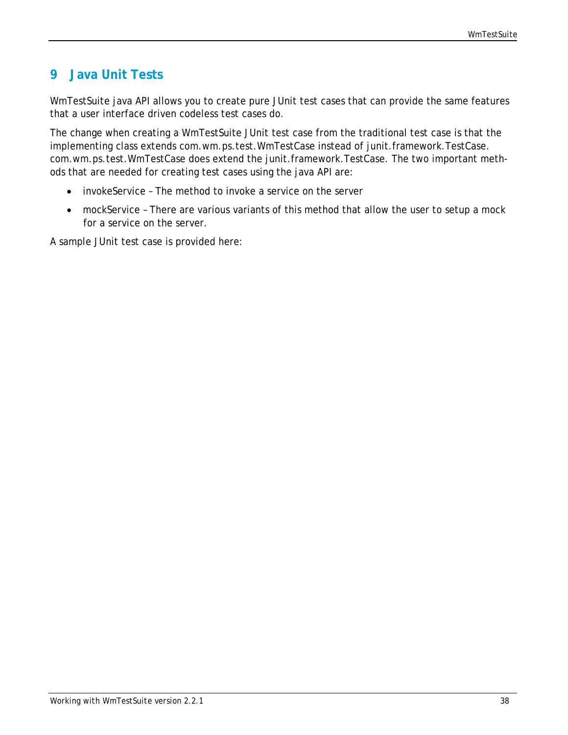# 9 Java Unit Tests

WmTestSuite java API allows you to create pure JUnit test cases that can provide the same features that a user interface driven codeless test cases do.

The change when creating a WmTestSuite JUnit test case from the traditional test case is that the implementing class extends com.wm.ps.test.WmTestCase instead of junit.framework.TestCase. com.wm.ps.test.WmTestCase does extend the junit.framework.TestCase. The two important methods that are needed for creating test cases using the java API are:

- invokeService – The method to invoke a service on the server
- mockService – There are various variants of this method that allow the user to setup a mock for a service on the server.

A sample JUnit test case is provided here: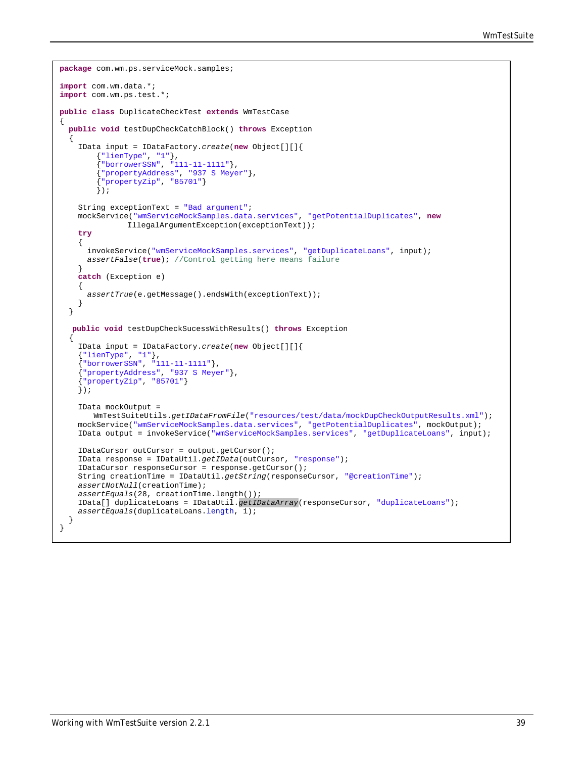```java
package com.wm.ps.serviceMock.samples;

import com.wm.data.*;
import com.wm.ps.test.*;

public class DuplicateCheckTest extends WmTestCase
{
  public void testDupCheckCatchBlock() throws Exception
  {
    IData input = IDataFactory.create(new Object[][]{
        {"lienType", "1"},
        {"borrowerSSN", "111-11-1111"},
        {"propertyAddress", "937 S Meyer"},
        {"propertyZip", "85701"}
        });

    String exceptionText = "Bad argument";
    mockService("wmServiceMockSamples.data.services", "getPotentialDuplicates", new
              IllegalArgumentException(exceptionText));
    try
    {
      invokeService("wmServiceMockSamples.services", "getDuplicateLoans", input);
      assertFalse(true); //Control getting here means failure
    }
    catch (Exception e)
    {
      assertTrue(e.getMessage().endsWith(exceptionText));
    }
  }

   public void testDupCheckSucessWithResults() throws Exception
  {
    IData input = IDataFactory.create(new Object[][]{
    {"lienType", "1"},
    {"borrowerSSN", "111-11-1111"},
    {"propertyAddress", "937 S Meyer"},
    {"propertyZip", "85701"}
    });

    IData mockOutput =
       WmTestSuiteUtils.getIDataFromFile("resources/test/data/mockDupCheckOutputResults.xml");
    mockService("wmServiceMockSamples.data.services", "getPotentialDuplicates", mockOutput);
    IData output = invokeService("wmServiceMockSamples.services", "getDuplicateLoans", input);

    IDataCursor outCursor = output.getCursor();
    IData response = IDataUtil.getIData(outCursor, "response");
    IDataCursor responseCursor = response.getCursor();
    String creationTime = IDataUtil.getString(responseCursor, "@creationTime");
    assertNotNull(creationTime);
    assertEquals(28, creationTime.length());
    IData[] duplicateLoans = IDataUtil.getIDataArray(responseCursor, "duplicateLoans");
    assertEquals(duplicateLoans.length, 1);
  }
}
```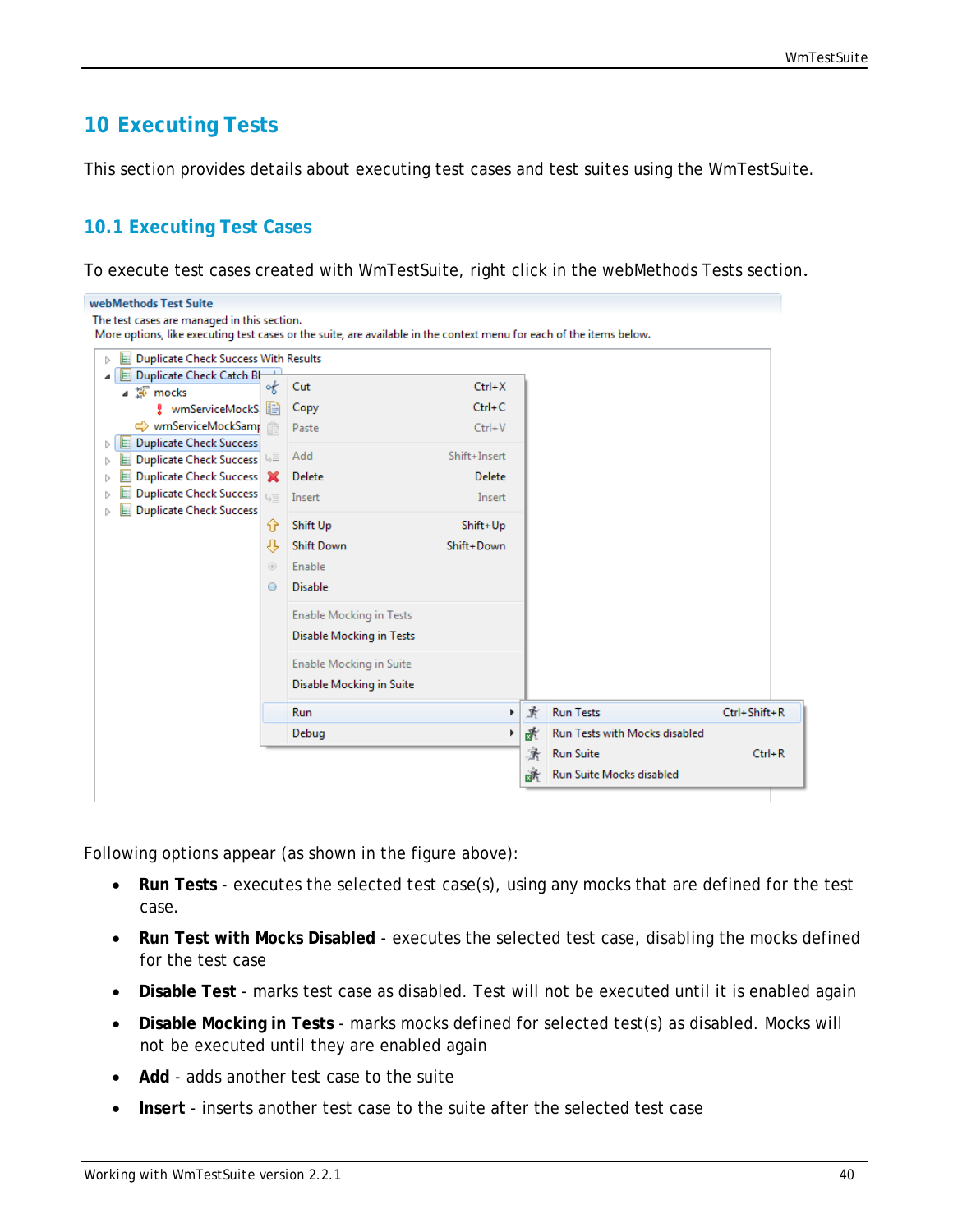# 10 Executing Tests

This section provides details about executing test cases and test suites using the WmTestSuite.

## 10.1 Executing Test Cases

To execute test cases created with WmTestSuite, right click in the webMethods Tests section.

Following options appear (as shown in the figure above):

- **Run Tests** - executes the selected test case(s), using any mocks that are defined for the test case.
- **Run Test with Mocks Disabled** - executes the selected test case, disabling the mocks defined for the test case
- **Disable Test** - marks test case as disabled. Test will not be executed until it is enabled again
- **Disable Mocking in Tests** - marks mocks defined for selected test(s) as disabled. Mocks will not be executed until they are enabled again
- **Add** - adds another test case to the suite
- **Insert** - inserts another test case to the suite after the selected test case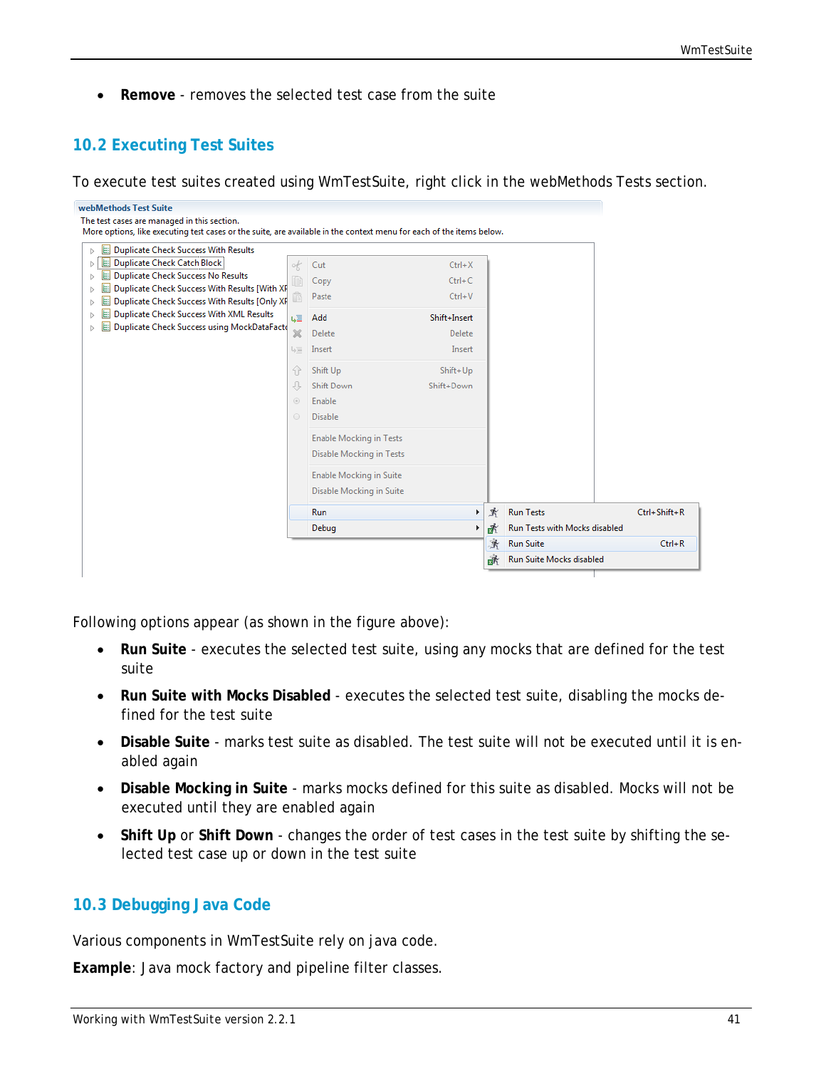- **Remove** - removes the selected test case from the suite

## 10.2 Executing Test Suites

To execute test suites created using WmTestSuite, right click in the webMethods Tests section.

Following options appear (as shown in the figure above):

- **Run Suite** - executes the selected test suite, using any mocks that are defined for the test suite
- **Run Suite with Mocks Disabled** - executes the selected test suite, disabling the mocks defined for the test suite
- **Disable Suite** - marks test suite as disabled. The test suite will not be executed until it is enabled again
- **Disable Mocking in Suite** - marks mocks defined for this suite as disabled. Mocks will not be executed until they are enabled again
- **Shift Up** or **Shift Down** - changes the order of test cases in the test suite by shifting the selected test case up or down in the test suite

## 10.3 Debugging Java Code

Various components in WmTestSuite rely on java code.

**Example**: Java mock factory and pipeline filter classes.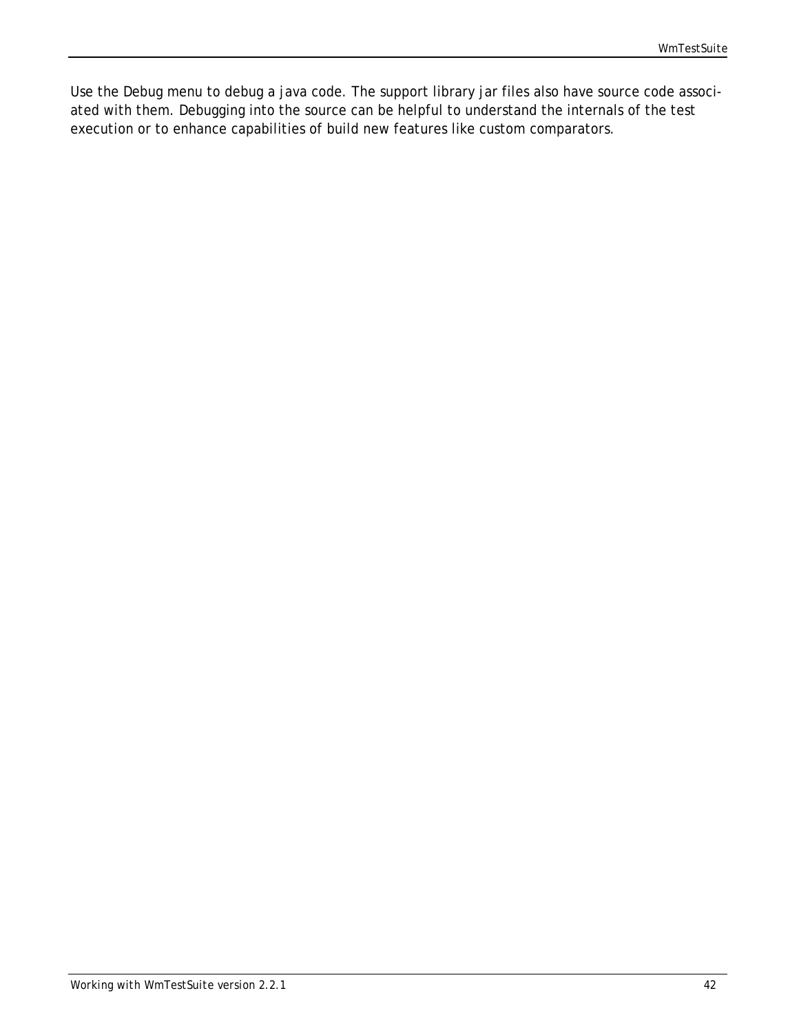Use the Debug menu to debug a java code. The support library jar files also have source code associated with them. Debugging into the source can be helpful to understand the internals of the test execution or to enhance capabilities of build new features like custom comparators.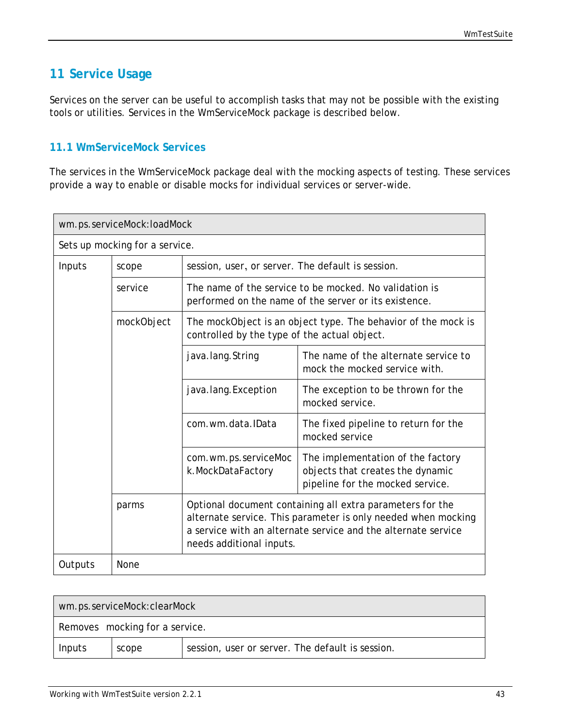# 11 Service Usage

Services on the server can be useful to accomplish tasks that may not be possible with the existing tools or utilities. Services in the WmServiceMock package is described below.

## 11.1 WmServiceMock Services

The services in the WmServiceMock package deal with the mocking aspects of testing. These services provide a way to enable or disable mocks for individual services or server-wide.

| wm.ps.serviceMock:loadMock | | | |
|---|---|---|---|
| Sets up mocking for a service. | | | |
| Inputs | scope | session, user, or server. The default is session. | |
| | service | The name of the service to be mocked. No validation is performed on the name of the server or its existence. | |
| | mockObject | The mockObject is an object type. The behavior of the mock is controlled by the type of the actual object. | |
| | | java.lang.String | The name of the alternate service to mock the mocked service with. |
| | | java.lang.Exception | The exception to be thrown for the mocked service. |
| | | com.wm.data.IData | The fixed pipeline to return for the mocked service |
| | | com.wm.ps.serviceMock.MockDataFactory | The implementation of the factory objects that creates the dynamic pipeline for the mocked service. |
| | parms | Optional document containing all extra parameters for the alternate service. This parameter is only needed when mocking a service with an alternate service and the alternate service needs additional inputs. | |
| Outputs | None | | |

| wm.ps.serviceMock:clearMock | | |
|---|---|---|
| Removes mocking for a service. | | |
| Inputs | scope | session, user or server. The default is session. |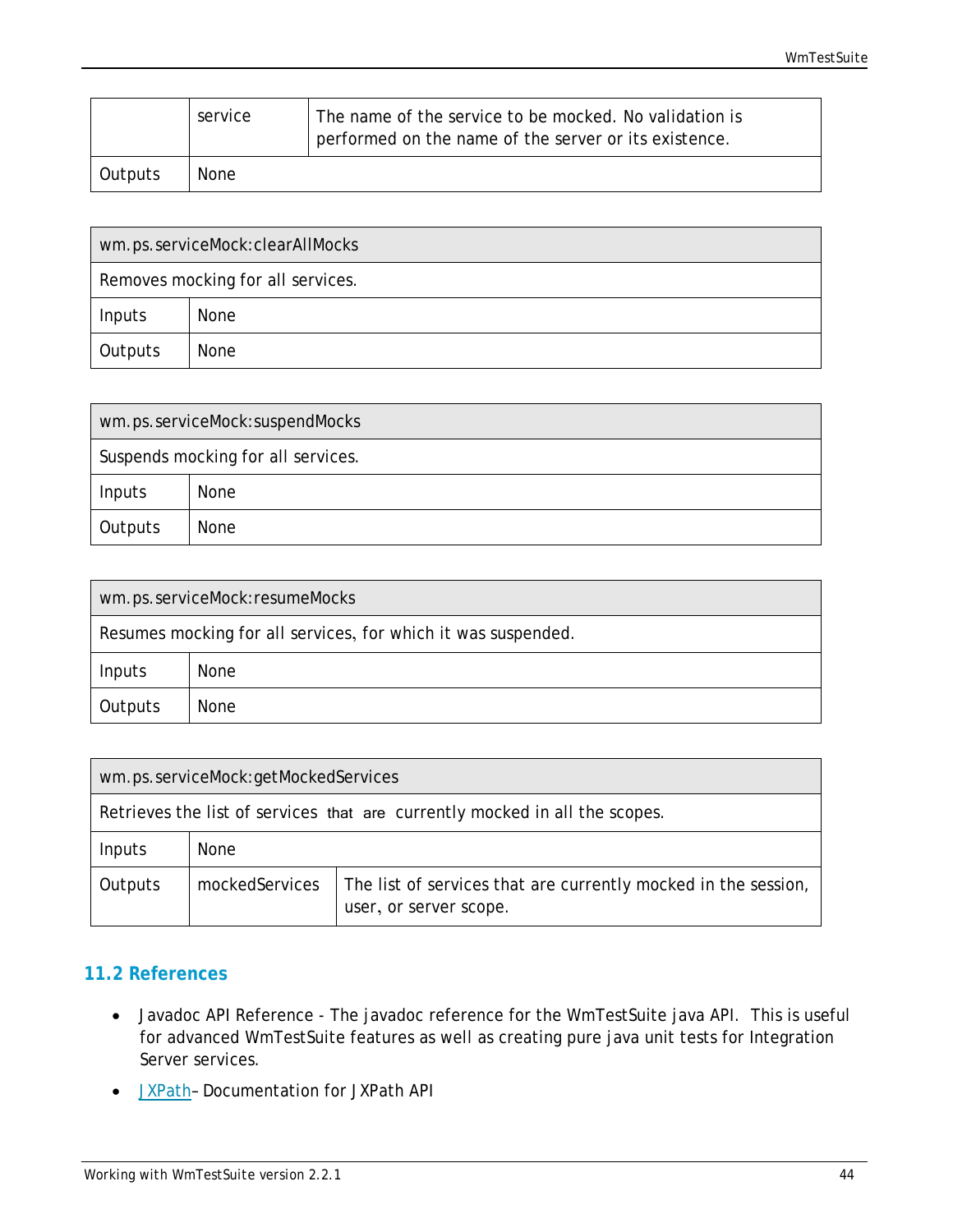| | | |
|---|---|---|
| | service | The name of the service to be mocked. No validation is performed on the name of the server or its existence. |
| Outputs | None | |

| wm.ps.serviceMock:clearAllMocks | |
|---|---|
| Removes mocking for all services. | |
| Inputs | None |
| Outputs | None |

| wm.ps.serviceMock:suspendMocks | |
|---|---|
| Suspends mocking for all services. | |
| Inputs | None |
| Outputs | None |

| wm.ps.serviceMock:resumeMocks | |
|---|---|
| Resumes mocking for all services, for which it was suspended. | |
| Inputs | None |
| Outputs | None |

| wm.ps.serviceMock:getMockedServices | | |
|---|---|---|
| Retrieves the list of services that are currently mocked in all the scopes. | | |
| Inputs | None | |
| Outputs | mockedServices | The list of services that are currently mocked in the session, user, or server scope. |

## 11.2 References

- Javadoc API Reference - The javadoc reference for the WmTestSuite java API. This is useful for advanced WmTestSuite features as well as creating pure java unit tests for Integration Server services.
- JXPath– Documentation for JXPath API